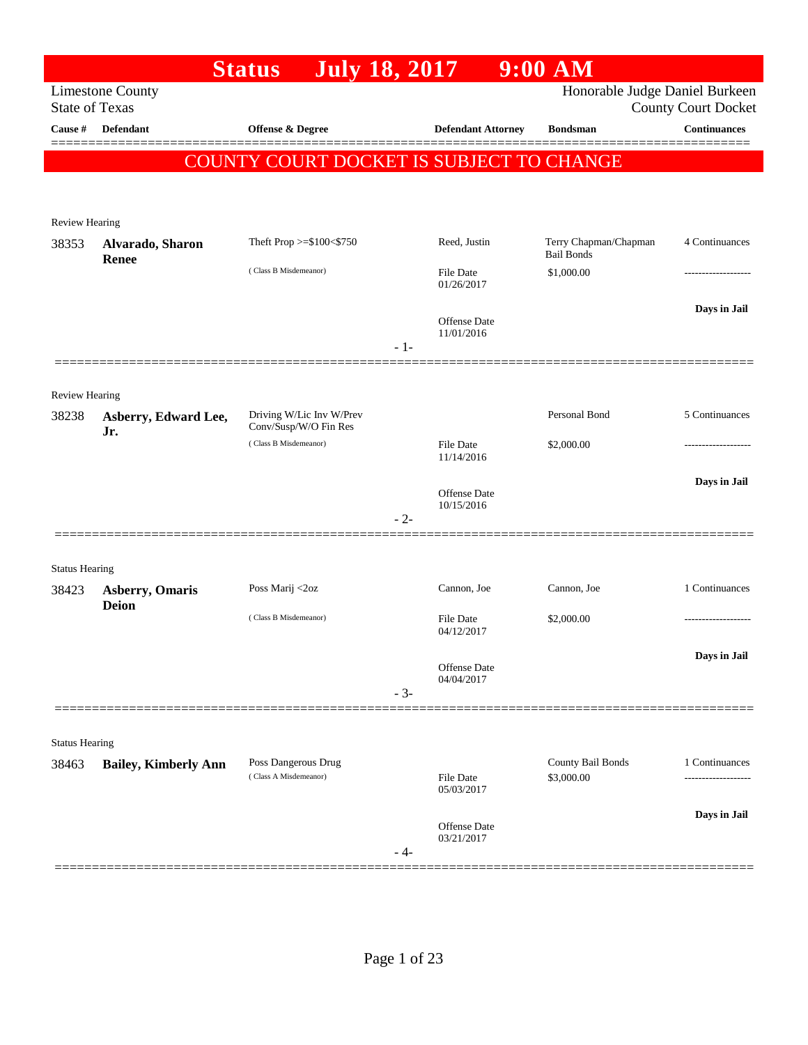# Status July 18, 2017 9:00 AM

Limestone County
State of Texas

Honorable Judge Daniel Burkeen
County Court Docket

| Cause # | Defendant | Offense & Degree | Defendant Attorney | Bondsman | Continuances |
|---|---|---|---|---|---|

## COUNTY COURT DOCKET IS SUBJECT TO CHANGE

Review Hearing

| Cause # | Defendant | Offense & Degree | Defendant Attorney | Bondsman | Continuances |
|---|---|---|---|---|---|
| 38353 | **Alvarado, Sharon Renee** | Theft Prop >=$100<$750 | Reed, Justin | Terry Chapman/Chapman Bail Bonds | 4 Continuances |
| | | ( Class B Misdemeanor) | File Date 01/26/2017 | $1,000.00 | ------------------- |
| | | | Offense Date 11/01/2016 | | **Days in Jail** |

- 1-

Review Hearing

| Cause # | Defendant | Offense & Degree | Defendant Attorney | Bondsman | Continuances |
|---|---|---|---|---|---|
| 38238 | **Asberry, Edward Lee, Jr.** | Driving W/Lic Inv W/Prev Conv/Susp/W/O Fin Res | | Personal Bond | 5 Continuances |
| | | ( Class B Misdemeanor) | File Date 11/14/2016 | $2,000.00 | ------------------- |
| | | | Offense Date 10/15/2016 | | **Days in Jail** |

- 2-

Status Hearing

| Cause # | Defendant | Offense & Degree | Defendant Attorney | Bondsman | Continuances |
|---|---|---|---|---|---|
| 38423 | **Asberry, Omaris Deion** | Poss Marij <2oz | Cannon, Joe | Cannon, Joe | 1 Continuances |
| | | ( Class B Misdemeanor) | File Date 04/12/2017 | $2,000.00 | ------------------- |
| | | | Offense Date 04/04/2017 | | **Days in Jail** |

- 3-

Status Hearing

| Cause # | Defendant | Offense & Degree | Defendant Attorney | Bondsman | Continuances |
|---|---|---|---|---|---|
| 38463 | **Bailey, Kimberly Ann** | Poss Dangerous Drug | | County Bail Bonds | 1 Continuances |
| | | ( Class A Misdemeanor) | File Date 05/03/2017 | $3,000.00 | ------------------- |
| | | | Offense Date 03/21/2017 | | **Days in Jail** |

- 4-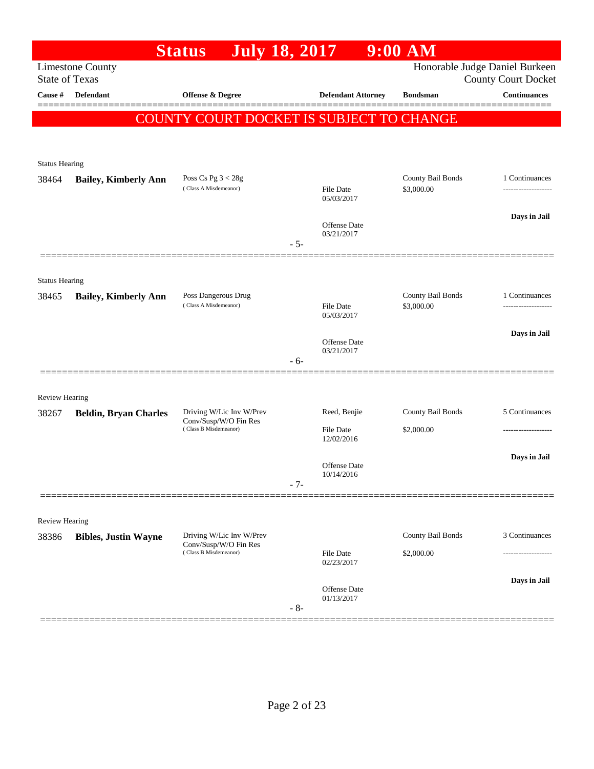# Status July 18, 2017 9:00 AM

Limestone County
State of Texas

Honorable Judge Daniel Burkeen
County Court Docket

| Cause # | Defendant | Offense & Degree | Defendant Attorney | Bondsman | Continuances |
|---|---|---|---|---|---|

**COUNTY COURT DOCKET IS SUBJECT TO CHANGE**

---

Status Hearing

| Cause # | Defendant | Offense & Degree | Defendant Attorney | Bondsman | Continuances |
|---|---|---|---|---|---|
| 38464 | **Bailey, Kimberly Ann** | Poss Cs Pg 3 < 28g (Class A Misdemeanor) | File Date 05/03/2017<br>Offense Date 03/21/2017 | County Bail Bonds<br>$3,000.00 | 1 Continuances<br>**Days in Jail** |

- 5-

---

Status Hearing

| Cause # | Defendant | Offense & Degree | Defendant Attorney | Bondsman | Continuances |
|---|---|---|---|---|---|
| 38465 | **Bailey, Kimberly Ann** | Poss Dangerous Drug (Class A Misdemeanor) | File Date 05/03/2017<br>Offense Date 03/21/2017 | County Bail Bonds<br>$3,000.00 | 1 Continuances<br>**Days in Jail** |

- 6-

---

Review Hearing

| Cause # | Defendant | Offense & Degree | Defendant Attorney | Bondsman | Continuances |
|---|---|---|---|---|---|
| 38267 | **Beldin, Bryan Charles** | Driving W/Lic Inv W/Prev Conv/Susp/W/O Fin Res (Class B Misdemeanor) | Reed, Benjie<br>File Date 12/02/2016<br>Offense Date 10/14/2016 | County Bail Bonds<br>$2,000.00 | 5 Continuances<br>**Days in Jail** |

- 7-

---

Review Hearing

| Cause # | Defendant | Offense & Degree | Defendant Attorney | Bondsman | Continuances |
|---|---|---|---|---|---|
| 38386 | **Bibles, Justin Wayne** | Driving W/Lic Inv W/Prev Conv/Susp/W/O Fin Res (Class B Misdemeanor) | File Date 02/23/2017<br>Offense Date 01/13/2017 | County Bail Bonds<br>$2,000.00 | 3 Continuances<br>**Days in Jail** |

- 8-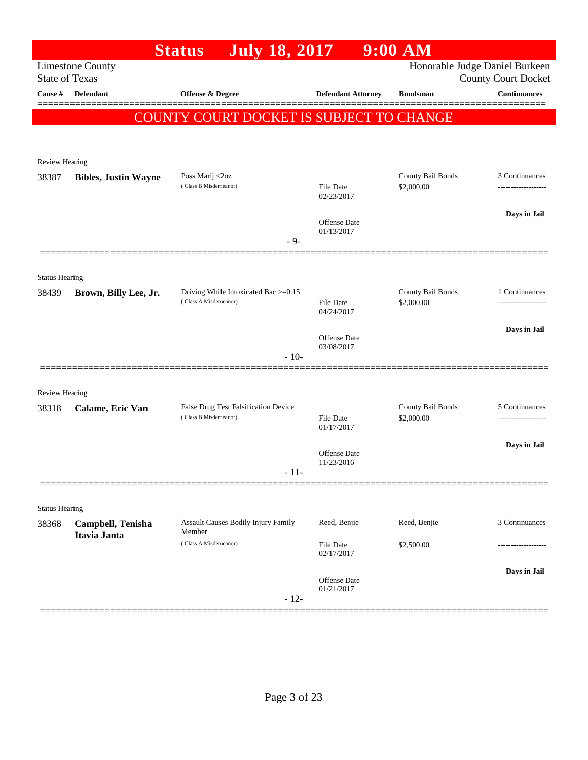# Status July 18, 2017 9:00 AM

Limestone County
State of Texas

Honorable Judge Daniel Burkeen
County Court Docket

| Cause # | Defendant | Offense & Degree | Defendant Attorney | Bondsman | Continuances |
|---|---|---|---|---|---|

**COUNTY COURT DOCKET IS SUBJECT TO CHANGE**

Review Hearing

| Cause # | Defendant | Offense & Degree | Defendant Attorney | Bondsman | Continuances |
|---|---|---|---|---|---|
| 38387 | **Bibles, Justin Wayne** | Poss Marij <2oz (Class B Misdemeanor) | File Date 02/23/2017; Offense Date 01/13/2017 | County Bail Bonds $2,000.00 | 3 Continuances; Days in Jail |

- 9-

Status Hearing

| Cause # | Defendant | Offense & Degree | Defendant Attorney | Bondsman | Continuances |
|---|---|---|---|---|---|
| 38439 | **Brown, Billy Lee, Jr.** | Driving While Intoxicated Bac >=0.15 (Class A Misdemeanor) | File Date 04/24/2017; Offense Date 03/08/2017 | County Bail Bonds $2,000.00 | 1 Continuances; Days in Jail |

- 10-

Review Hearing

| Cause # | Defendant | Offense & Degree | Defendant Attorney | Bondsman | Continuances |
|---|---|---|---|---|---|
| 38318 | **Calame, Eric Van** | False Drug Test Falsification Device (Class B Misdemeanor) | File Date 01/17/2017; Offense Date 11/23/2016 | County Bail Bonds $2,000.00 | 5 Continuances; Days in Jail |

- 11-

Status Hearing

| Cause # | Defendant | Offense & Degree | Defendant Attorney | Bondsman | Continuances |
|---|---|---|---|---|---|
| 38368 | **Campbell, Tenisha Itavia Janta** | Assault Causes Bodily Injury Family Member (Class A Misdemeanor) | Reed, Benjie; File Date 02/17/2017; Offense Date 01/21/2017 | Reed, Benjie $2,500.00 | 3 Continuances; Days in Jail |

- 12-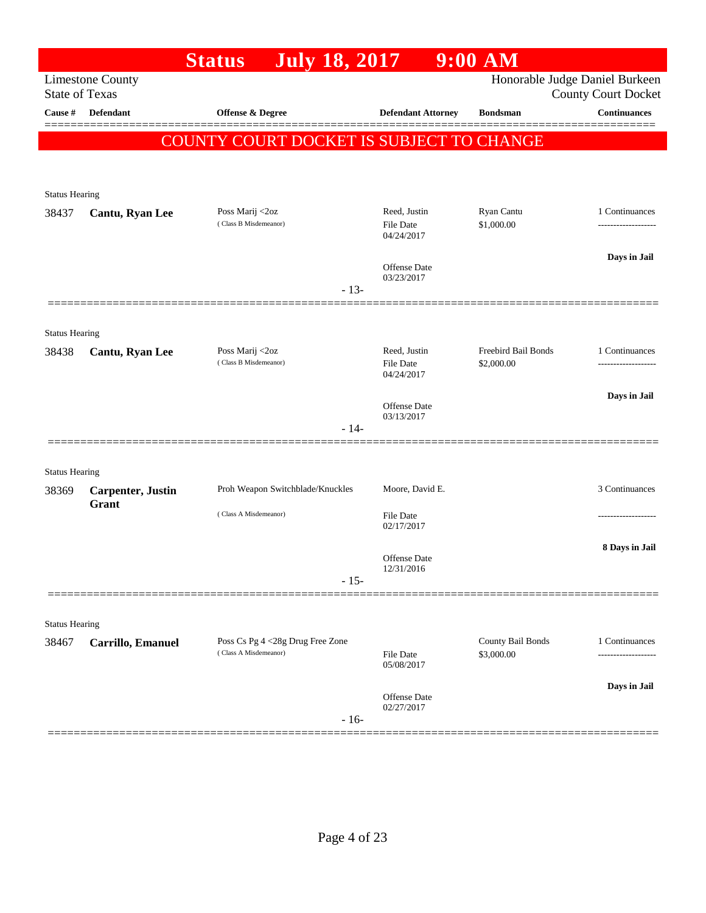# Status July 18, 2017 9:00 AM

Limestone County
State of Texas

Honorable Judge Daniel Burkeen
County Court Docket

| Cause # | Defendant | Offense & Degree | Defendant Attorney | Bondsman | Continuances |
|---|---|---|---|---|---|

## COUNTY COURT DOCKET IS SUBJECT TO CHANGE

Status Hearing

| Cause # | Defendant | Offense & Degree | Defendant Attorney | Bondsman | Continuances |
|---|---|---|---|---|---|
| 38437 | **Cantu, Ryan Lee** | Poss Marij <2oz (Class B Misdemeanor) | Reed, Justin<br>File Date 04/24/2017<br>Offense Date 03/23/2017 | Ryan Cantu<br>$1,000.00 | 1 Continuances<br>-------------------<br>Days in Jail |

- 13-

Status Hearing

| Cause # | Defendant | Offense & Degree | Defendant Attorney | Bondsman | Continuances |
|---|---|---|---|---|---|
| 38438 | **Cantu, Ryan Lee** | Poss Marij <2oz (Class B Misdemeanor) | Reed, Justin<br>File Date 04/24/2017<br>Offense Date 03/13/2017 | Freebird Bail Bonds<br>$2,000.00 | 1 Continuances<br>-------------------<br>Days in Jail |

- 14-

Status Hearing

| Cause # | Defendant | Offense & Degree | Defendant Attorney | Bondsman | Continuances |
|---|---|---|---|---|---|
| 38369 | **Carpenter, Justin Grant** | Proh Weapon Switchblade/Knuckles (Class A Misdemeanor) | Moore, David E.<br>File Date 02/17/2017<br>Offense Date 12/31/2016 | | 3 Continuances<br>-------------------<br>8 Days in Jail |

- 15-

Status Hearing

| Cause # | Defendant | Offense & Degree | Defendant Attorney | Bondsman | Continuances |
|---|---|---|---|---|---|
| 38467 | **Carrillo, Emanuel** | Poss Cs Pg 4 <28g Drug Free Zone (Class A Misdemeanor) | File Date 05/08/2017<br>Offense Date 02/27/2017 | County Bail Bonds<br>$3,000.00 | 1 Continuances<br>-------------------<br>Days in Jail |

- 16-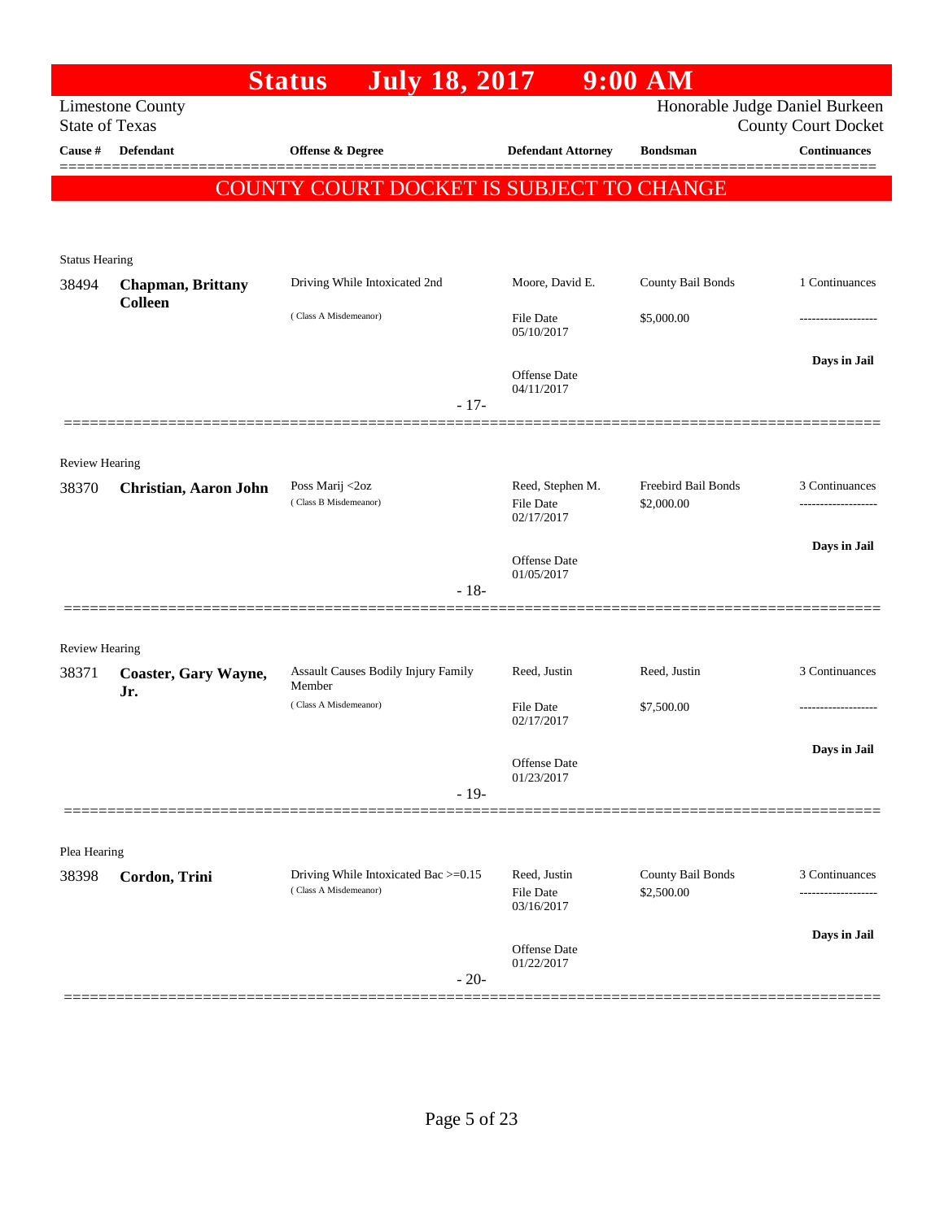# Status July 18, 2017 9:00 AM

Limestone County
State of Texas

Honorable Judge Daniel Burkeen
County Court Docket

| Cause # | Defendant | Offense & Degree | Defendant Attorney | Bondsman | Continuances |
|---|---|---|---|---|---|

**COUNTY COURT DOCKET IS SUBJECT TO CHANGE**

Status Hearing

| Cause # | Defendant | Offense & Degree | Defendant Attorney | Bondsman | Continuances |
|---|---|---|---|---|---|
| 38494 | **Chapman, Brittany Colleen** | Driving While Intoxicated 2nd (Class A Misdemeanor) | Moore, David E. | County Bail Bonds | 1 Continuances |
| | | | File Date 05/10/2017 | $5,000.00 | ------------------- |
| | | | Offense Date 04/11/2017 | | **Days in Jail** |

- 17-

Review Hearing

| Cause # | Defendant | Offense & Degree | Defendant Attorney | Bondsman | Continuances |
|---|---|---|---|---|---|
| 38370 | **Christian, Aaron John** | Poss Marij <2oz (Class B Misdemeanor) | Reed, Stephen M. | Freebird Bail Bonds | 3 Continuances |
| | | | File Date 02/17/2017 | $2,000.00 | ------------------- |
| | | | Offense Date 01/05/2017 | | **Days in Jail** |

- 18-

Review Hearing

| Cause # | Defendant | Offense & Degree | Defendant Attorney | Bondsman | Continuances |
|---|---|---|---|---|---|
| 38371 | **Coaster, Gary Wayne, Jr.** | Assault Causes Bodily Injury Family Member (Class A Misdemeanor) | Reed, Justin | Reed, Justin | 3 Continuances |
| | | | File Date 02/17/2017 | $7,500.00 | ------------------- |
| | | | Offense Date 01/23/2017 | | **Days in Jail** |

- 19-

Plea Hearing

| Cause # | Defendant | Offense & Degree | Defendant Attorney | Bondsman | Continuances |
|---|---|---|---|---|---|
| 38398 | **Cordon, Trini** | Driving While Intoxicated Bac >=0.15 (Class A Misdemeanor) | Reed, Justin | County Bail Bonds | 3 Continuances |
| | | | File Date 03/16/2017 | $2,500.00 | ------------------- |
| | | | Offense Date 01/22/2017 | | **Days in Jail** |

- 20-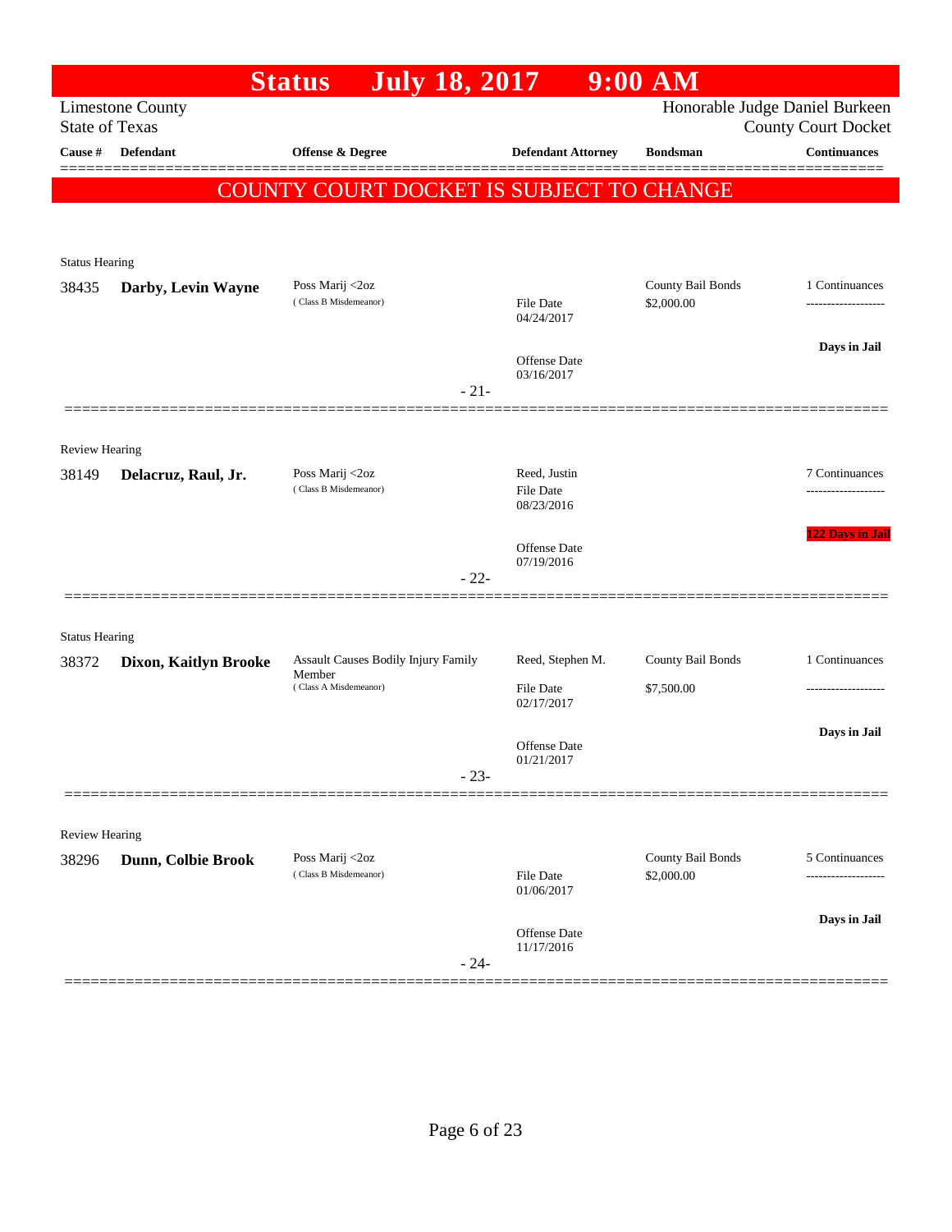# Status July 18, 2017 9:00 AM

Limestone County
State of Texas

Honorable Judge Daniel Burkeen
County Court Docket

| Cause # | Defendant | Offense & Degree | Defendant Attorney | Bondsman | Continuances |
|---|---|---|---|---|---|

**COUNTY COURT DOCKET IS SUBJECT TO CHANGE**

---

Status Hearing

| Cause # | Defendant | Offense & Degree | Defendant Attorney | Bondsman | Continuances |
|---|---|---|---|---|---|
| 38435 | **Darby, Levin Wayne** | Poss Marij <2oz (Class B Misdemeanor) | File Date 04/24/2017; Offense Date 03/16/2017 | County Bail Bonds $2,000.00 | 1 Continuances; Days in Jail |

- 21-

---

Review Hearing

| Cause # | Defendant | Offense & Degree | Defendant Attorney | Bondsman | Continuances |
|---|---|---|---|---|---|
| 38149 | **Delacruz, Raul, Jr.** | Poss Marij <2oz (Class B Misdemeanor) | Reed, Justin; File Date 08/23/2016; Offense Date 07/19/2016 | | 7 Continuances; 122 Days in Jail |

- 22-

---

Status Hearing

| Cause # | Defendant | Offense & Degree | Defendant Attorney | Bondsman | Continuances |
|---|---|---|---|---|---|
| 38372 | **Dixon, Kaitlyn Brooke** | Assault Causes Bodily Injury Family Member (Class A Misdemeanor) | Reed, Stephen M.; File Date 02/17/2017; Offense Date 01/21/2017 | County Bail Bonds $7,500.00 | 1 Continuances; Days in Jail |

- 23-

---

Review Hearing

| Cause # | Defendant | Offense & Degree | Defendant Attorney | Bondsman | Continuances |
|---|---|---|---|---|---|
| 38296 | **Dunn, Colbie Brook** | Poss Marij <2oz (Class B Misdemeanor) | File Date 01/06/2017; Offense Date 11/17/2016 | County Bail Bonds $2,000.00 | 5 Continuances; Days in Jail |

- 24-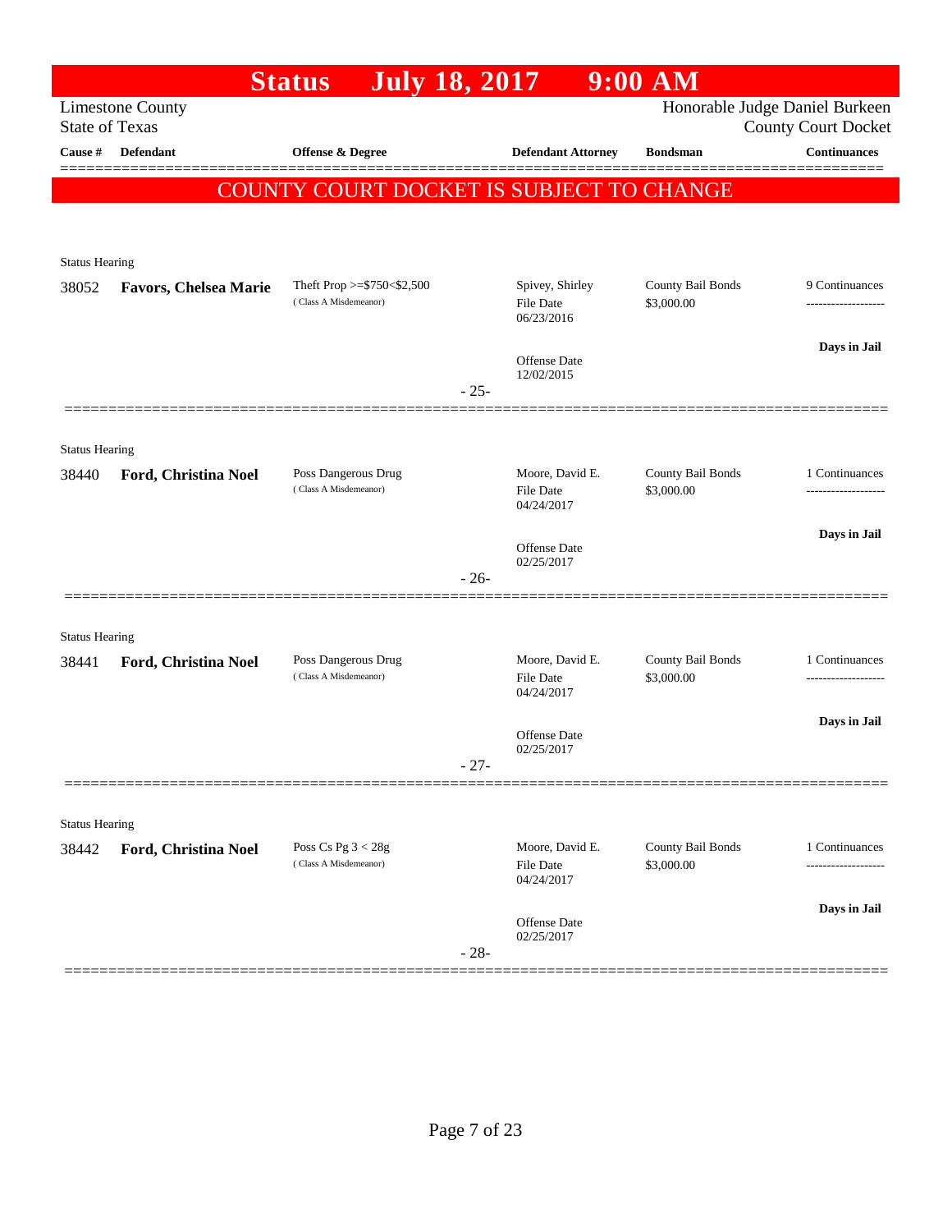# Status July 18, 2017 9:00 AM

Limestone County
State of Texas

Honorable Judge Daniel Burkeen
County Court Docket

**COUNTY COURT DOCKET IS SUBJECT TO CHANGE**

| Cause # | Defendant | Offense & Degree | Defendant Attorney | Bondsman | Continuances |
|---|---|---|---|---|---|
| Status Hearing | | | | | |
| 38052 | **Favors, Chelsea Marie** | Theft Prop >=$750<$2,500 (Class A Misdemeanor) | Spivey, Shirley<br>File Date 06/23/2016<br>Offense Date 12/02/2015 | County Bail Bonds<br>$3,000.00 | 9 Continuances<br>**Days in Jail** |
| | | - 25- | | | |
| Status Hearing | | | | | |
| 38440 | **Ford, Christina Noel** | Poss Dangerous Drug (Class A Misdemeanor) | Moore, David E.<br>File Date 04/24/2017<br>Offense Date 02/25/2017 | County Bail Bonds<br>$3,000.00 | 1 Continuances<br>**Days in Jail** |
| | | - 26- | | | |
| Status Hearing | | | | | |
| 38441 | **Ford, Christina Noel** | Poss Dangerous Drug (Class A Misdemeanor) | Moore, David E.<br>File Date 04/24/2017<br>Offense Date 02/25/2017 | County Bail Bonds<br>$3,000.00 | 1 Continuances<br>**Days in Jail** |
| | | - 27- | | | |
| Status Hearing | | | | | |
| 38442 | **Ford, Christina Noel** | Poss Cs Pg 3 < 28g (Class A Misdemeanor) | Moore, David E.<br>File Date 04/24/2017<br>Offense Date 02/25/2017 | County Bail Bonds<br>$3,000.00 | 1 Continuances<br>**Days in Jail** |
| | | - 28- | | | |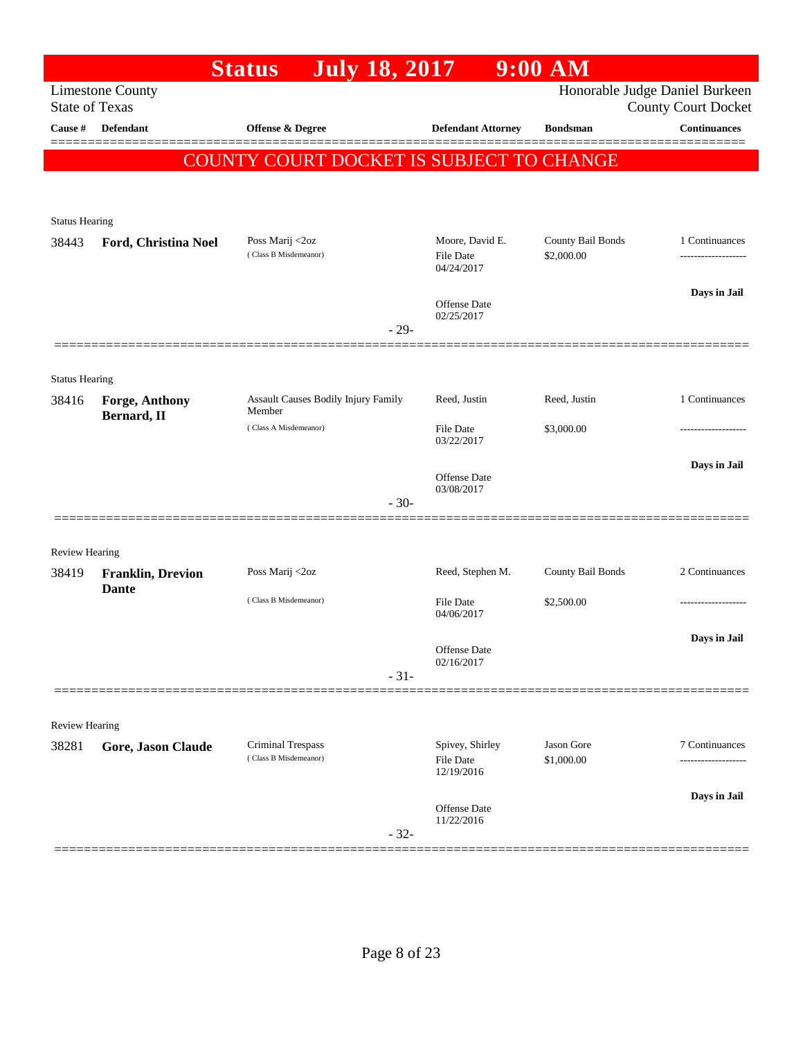# Status July 18, 2017 9:00 AM

Limestone County
State of Texas

Honorable Judge Daniel Burkeen
County Court Docket

| Cause # | Defendant | Offense & Degree | Defendant Attorney | Bondsman | Continuances |
|---|---|---|---|---|---|

**COUNTY COURT DOCKET IS SUBJECT TO CHANGE**

Status Hearing

| Cause # | Defendant | Offense & Degree | Defendant Attorney | Bondsman | Continuances |
|---|---|---|---|---|---|
| 38443 | **Ford, Christina Noel** | Poss Marij <2oz (Class B Misdemeanor) | Moore, David E. File Date 04/24/2017 Offense Date 02/25/2017 | County Bail Bonds $2,000.00 | 1 Continuances ------------------- **Days in Jail** |

- 29-

Status Hearing

| Cause # | Defendant | Offense & Degree | Defendant Attorney | Bondsman | Continuances |
|---|---|---|---|---|---|
| 38416 | **Forge, Anthony Bernard, II** | Assault Causes Bodily Injury Family Member (Class A Misdemeanor) | Reed, Justin File Date 03/22/2017 Offense Date 03/08/2017 | Reed, Justin $3,000.00 | 1 Continuances ------------------- **Days in Jail** |

- 30-

Review Hearing

| Cause # | Defendant | Offense & Degree | Defendant Attorney | Bondsman | Continuances |
|---|---|---|---|---|---|
| 38419 | **Franklin, Drevion Dante** | Poss Marij <2oz (Class B Misdemeanor) | Reed, Stephen M. File Date 04/06/2017 Offense Date 02/16/2017 | County Bail Bonds $2,500.00 | 2 Continuances ------------------- **Days in Jail** |

- 31-

Review Hearing

| Cause # | Defendant | Offense & Degree | Defendant Attorney | Bondsman | Continuances |
|---|---|---|---|---|---|
| 38281 | **Gore, Jason Claude** | Criminal Trespass (Class B Misdemeanor) | Spivey, Shirley File Date 12/19/2016 Offense Date 11/22/2016 | Jason Gore $1,000.00 | 7 Continuances ------------------- **Days in Jail** |

- 32-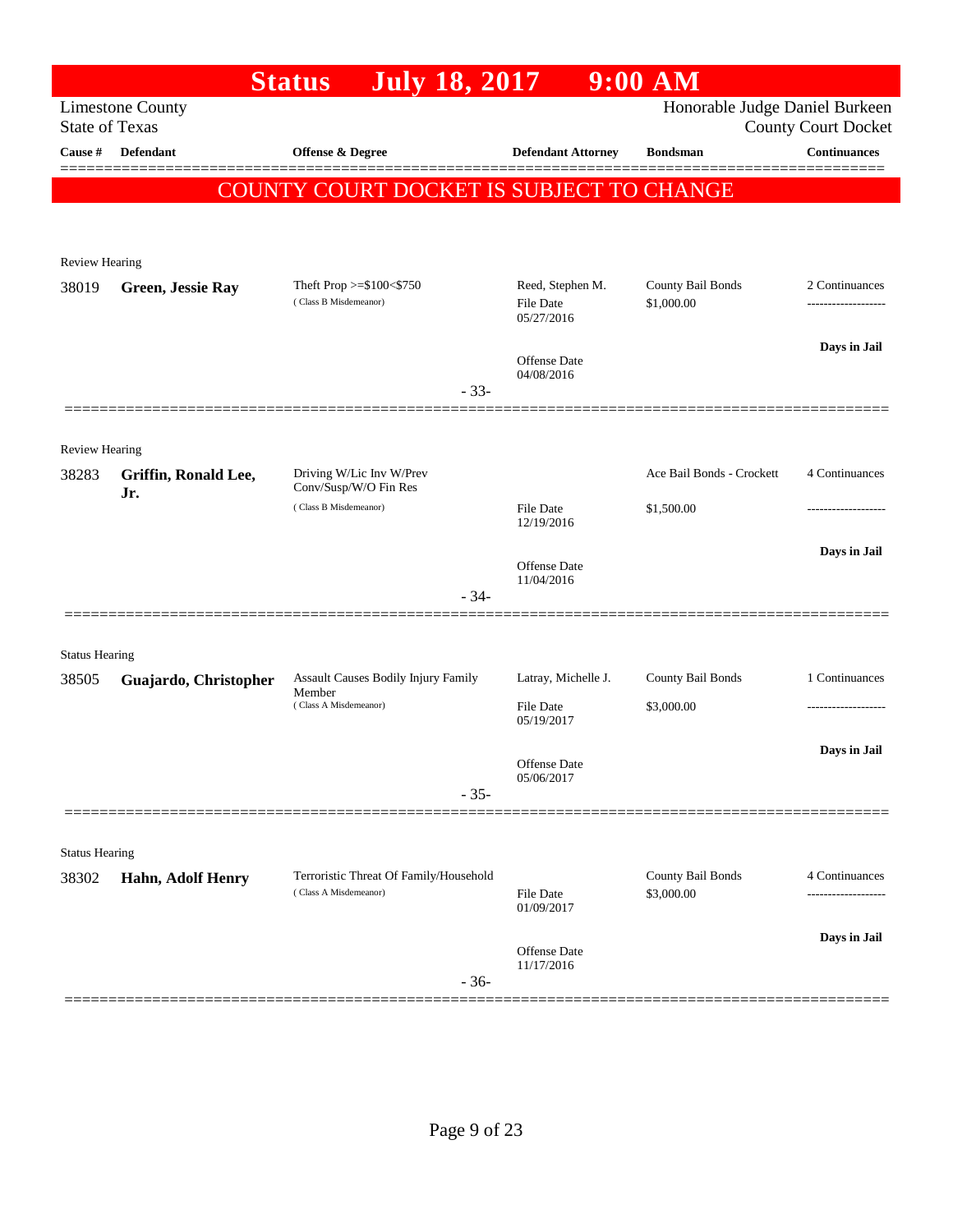# Status July 18, 2017 9:00 AM

Limestone County
State of Texas

Honorable Judge Daniel Burkeen
County Court Docket

| Cause # | Defendant | Offense & Degree | Defendant Attorney | Bondsman | Continuances |
|---|---|---|---|---|---|

**COUNTY COURT DOCKET IS SUBJECT TO CHANGE**

---

Review Hearing

| Cause # | Defendant | Offense & Degree | Defendant Attorney | Bondsman | Continuances |
|---|---|---|---|---|---|
| 38019 | **Green, Jessie Ray** | Theft Prop >=$100<$750 (Class B Misdemeanor) | Reed, Stephen M. File Date 05/27/2016 Offense Date 04/08/2016 | County Bail Bonds $1,000.00 | 2 Continuances ------------------- **Days in Jail** |

- 33-

---

Review Hearing

| Cause # | Defendant | Offense & Degree | Defendant Attorney | Bondsman | Continuances |
|---|---|---|---|---|---|
| 38283 | **Griffin, Ronald Lee, Jr.** | Driving W/Lic Inv W/Prev Conv/Susp/W/O Fin Res (Class B Misdemeanor) | File Date 12/19/2016 Offense Date 11/04/2016 | Ace Bail Bonds - Crockett $1,500.00 | 4 Continuances ------------------- **Days in Jail** |

- 34-

---

Status Hearing

| Cause # | Defendant | Offense & Degree | Defendant Attorney | Bondsman | Continuances |
|---|---|---|---|---|---|
| 38505 | **Guajardo, Christopher** | Assault Causes Bodily Injury Family Member (Class A Misdemeanor) | Latray, Michelle J. File Date 05/19/2017 Offense Date 05/06/2017 | County Bail Bonds $3,000.00 | 1 Continuances ------------------- **Days in Jail** |

- 35-

---

Status Hearing

| Cause # | Defendant | Offense & Degree | Defendant Attorney | Bondsman | Continuances |
|---|---|---|---|---|---|
| 38302 | **Hahn, Adolf Henry** | Terroristic Threat Of Family/Household (Class A Misdemeanor) | File Date 01/09/2017 Offense Date 11/17/2016 | County Bail Bonds $3,000.00 | 4 Continuances ------------------- **Days in Jail** |

- 36-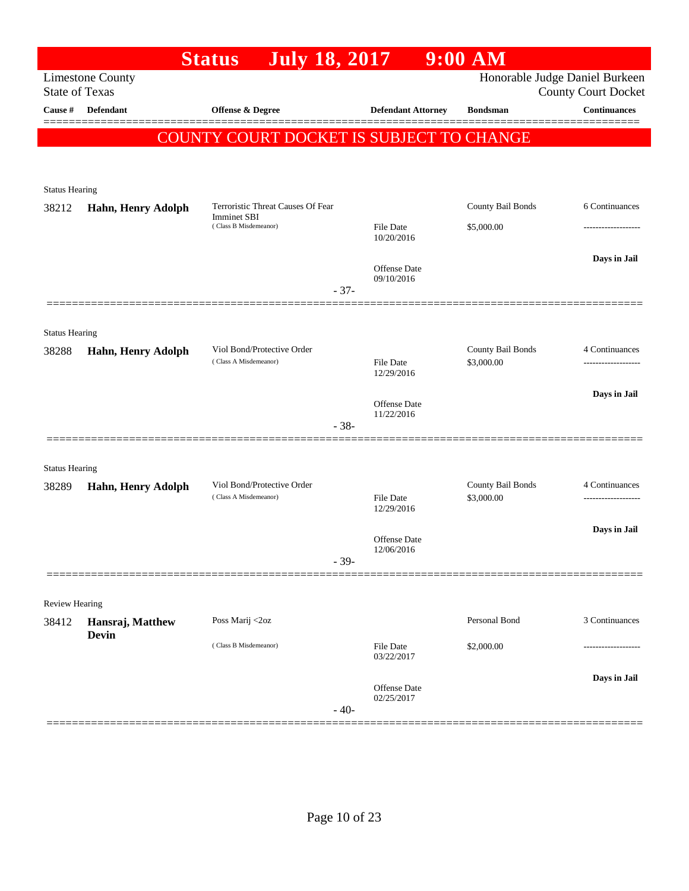# Status July 18, 2017 9:00 AM

Limestone County
State of Texas

Honorable Judge Daniel Burkeen
County Court Docket

| Cause # | Defendant | Offense & Degree | Defendant Attorney | Bondsman | Continuances |
|---|---|---|---|---|---|

**COUNTY COURT DOCKET IS SUBJECT TO CHANGE**

---

Status Hearing

| Cause # | Defendant | Offense & Degree | Defendant Attorney | Bondsman | Continuances |
|---|---|---|---|---|---|
| 38212 | **Hahn, Henry Adolph** | Terroristic Threat Causes Of Fear Imminet SBI (Class B Misdemeanor) | File Date 10/20/2016<br>Offense Date 09/10/2016 | County Bail Bonds<br>$5,000.00 | 6 Continuances<br>-------------------<br>**Days in Jail** |

- 37-

---

Status Hearing

| Cause # | Defendant | Offense & Degree | Defendant Attorney | Bondsman | Continuances |
|---|---|---|---|---|---|
| 38288 | **Hahn, Henry Adolph** | Viol Bond/Protective Order (Class A Misdemeanor) | File Date 12/29/2016<br>Offense Date 11/22/2016 | County Bail Bonds<br>$3,000.00 | 4 Continuances<br>-------------------<br>**Days in Jail** |

- 38-

---

Status Hearing

| Cause # | Defendant | Offense & Degree | Defendant Attorney | Bondsman | Continuances |
|---|---|---|---|---|---|
| 38289 | **Hahn, Henry Adolph** | Viol Bond/Protective Order (Class A Misdemeanor) | File Date 12/29/2016<br>Offense Date 12/06/2016 | County Bail Bonds<br>$3,000.00 | 4 Continuances<br>-------------------<br>**Days in Jail** |

- 39-

---

Review Hearing

| Cause # | Defendant | Offense & Degree | Defendant Attorney | Bondsman | Continuances |
|---|---|---|---|---|---|
| 38412 | **Hansraj, Matthew Devin** | Poss Marij <2oz (Class B Misdemeanor) | File Date 03/22/2017<br>Offense Date 02/25/2017 | Personal Bond<br>$2,000.00 | 3 Continuances<br>-------------------<br>**Days in Jail** |

- 40-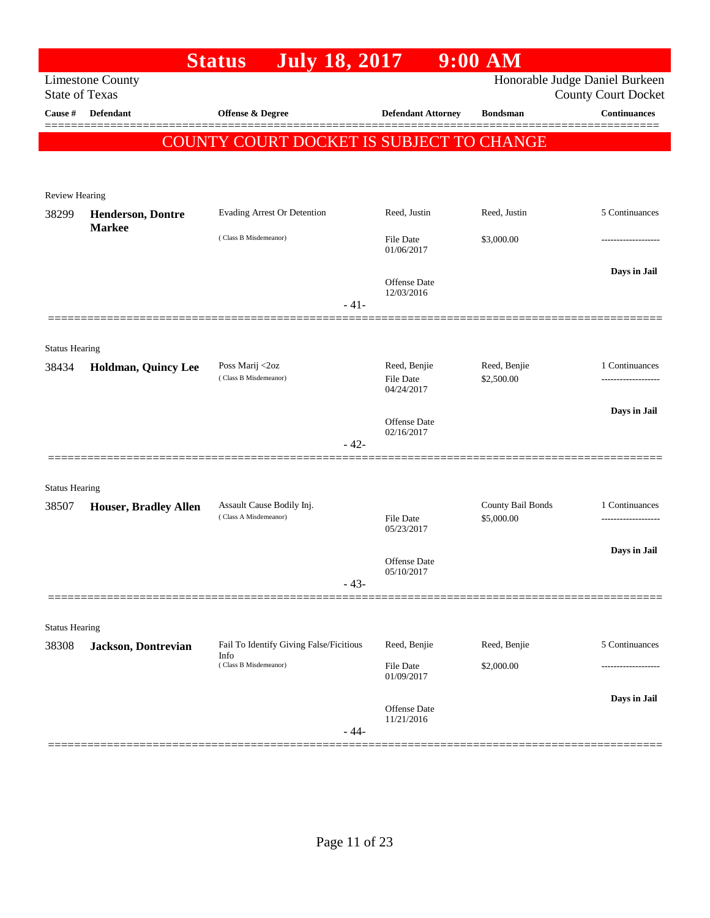# Status July 18, 2017 9:00 AM

Limestone County
State of Texas

Honorable Judge Daniel Burkeen
County Court Docket

| Cause # | Defendant | Offense & Degree | Defendant Attorney | Bondsman | Continuances |
|---|---|---|---|---|---|

**COUNTY COURT DOCKET IS SUBJECT TO CHANGE**

Review Hearing

| Cause # | Defendant | Offense & Degree | Defendant Attorney | Bondsman | Continuances |
|---|---|---|---|---|---|
| 38299 | **Henderson, Dontre Markee** | Evading Arrest Or Detention (Class B Misdemeanor) | Reed, Justin | Reed, Justin | 5 Continuances |
| | | | File Date 01/06/2017 | $3,000.00 | ------------------- |
| | | | Offense Date 12/03/2016 | | Days in Jail |

- 41-

Status Hearing

| Cause # | Defendant | Offense & Degree | Defendant Attorney | Bondsman | Continuances |
|---|---|---|---|---|---|
| 38434 | **Holdman, Quincy Lee** | Poss Marij <2oz (Class B Misdemeanor) | Reed, Benjie | Reed, Benjie | 1 Continuances |
| | | | File Date 04/24/2017 | $2,500.00 | ------------------- |
| | | | Offense Date 02/16/2017 | | Days in Jail |

- 42-

Status Hearing

| Cause # | Defendant | Offense & Degree | Defendant Attorney | Bondsman | Continuances |
|---|---|---|---|---|---|
| 38507 | **Houser, Bradley Allen** | Assault Cause Bodily Inj. (Class A Misdemeanor) | | County Bail Bonds | 1 Continuances |
| | | | File Date 05/23/2017 | $5,000.00 | ------------------- |
| | | | Offense Date 05/10/2017 | | Days in Jail |

- 43-

Status Hearing

| Cause # | Defendant | Offense & Degree | Defendant Attorney | Bondsman | Continuances |
|---|---|---|---|---|---|
| 38308 | **Jackson, Dontrevian** | Fail To Identify Giving False/Ficitious Info (Class B Misdemeanor) | Reed, Benjie | Reed, Benjie | 5 Continuances |
| | | | File Date 01/09/2017 | $2,000.00 | ------------------- |
| | | | Offense Date 11/21/2016 | | Days in Jail |

- 44-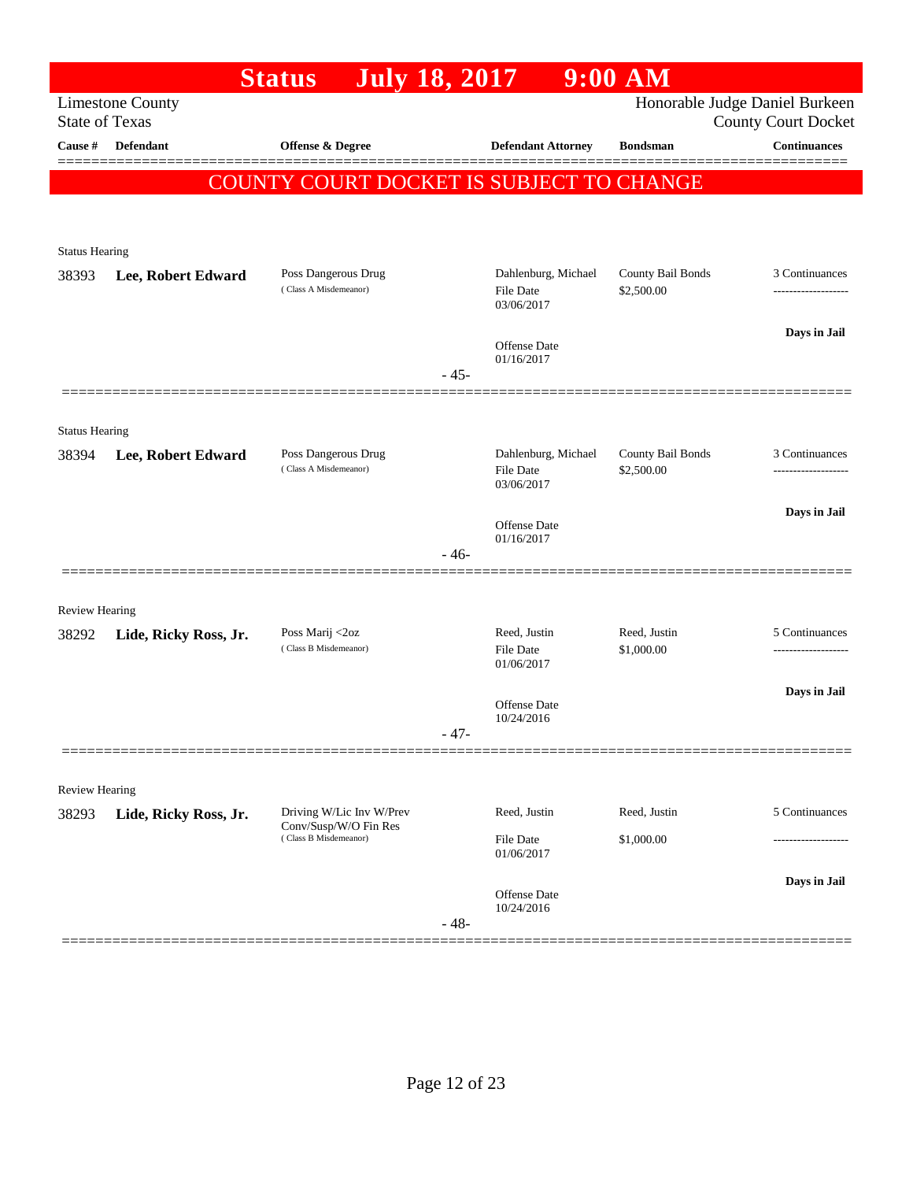# Status July 18, 2017 9:00 AM

Limestone County
State of Texas

Honorable Judge Daniel Burkeen
County Court Docket

**COUNTY COURT DOCKET IS SUBJECT TO CHANGE**

| Cause # | Defendant | Offense & Degree | Defendant Attorney | Bondsman | Continuances |
|---|---|---|---|---|---|
| Status Hearing | | | | | |
| 38393 | **Lee, Robert Edward** | Poss Dangerous Drug (Class A Misdemeanor) | Dahlenburg, Michael<br>File Date 03/06/2017<br>Offense Date 01/16/2017 | County Bail Bonds<br>$2,500.00 | 3 Continuances<br>-------------------<br>**Days in Jail** |
| | | | - 45- | | |
| Status Hearing | | | | | |
| 38394 | **Lee, Robert Edward** | Poss Dangerous Drug (Class A Misdemeanor) | Dahlenburg, Michael<br>File Date 03/06/2017<br>Offense Date 01/16/2017 | County Bail Bonds<br>$2,500.00 | 3 Continuances<br>-------------------<br>**Days in Jail** |
| | | | - 46- | | |
| Review Hearing | | | | | |
| 38292 | **Lide, Ricky Ross, Jr.** | Poss Marij <2oz (Class B Misdemeanor) | Reed, Justin<br>File Date 01/06/2017<br>Offense Date 10/24/2016 | Reed, Justin<br>$1,000.00 | 5 Continuances<br>-------------------<br>**Days in Jail** |
| | | | - 47- | | |
| Review Hearing | | | | | |
| 38293 | **Lide, Ricky Ross, Jr.** | Driving W/Lic Inv W/Prev Conv/Susp/W/O Fin Res (Class B Misdemeanor) | Reed, Justin<br>File Date 01/06/2017<br>Offense Date 10/24/2016 | Reed, Justin<br>$1,000.00 | 5 Continuances<br>-------------------<br>**Days in Jail** |
| | | | - 48- | | |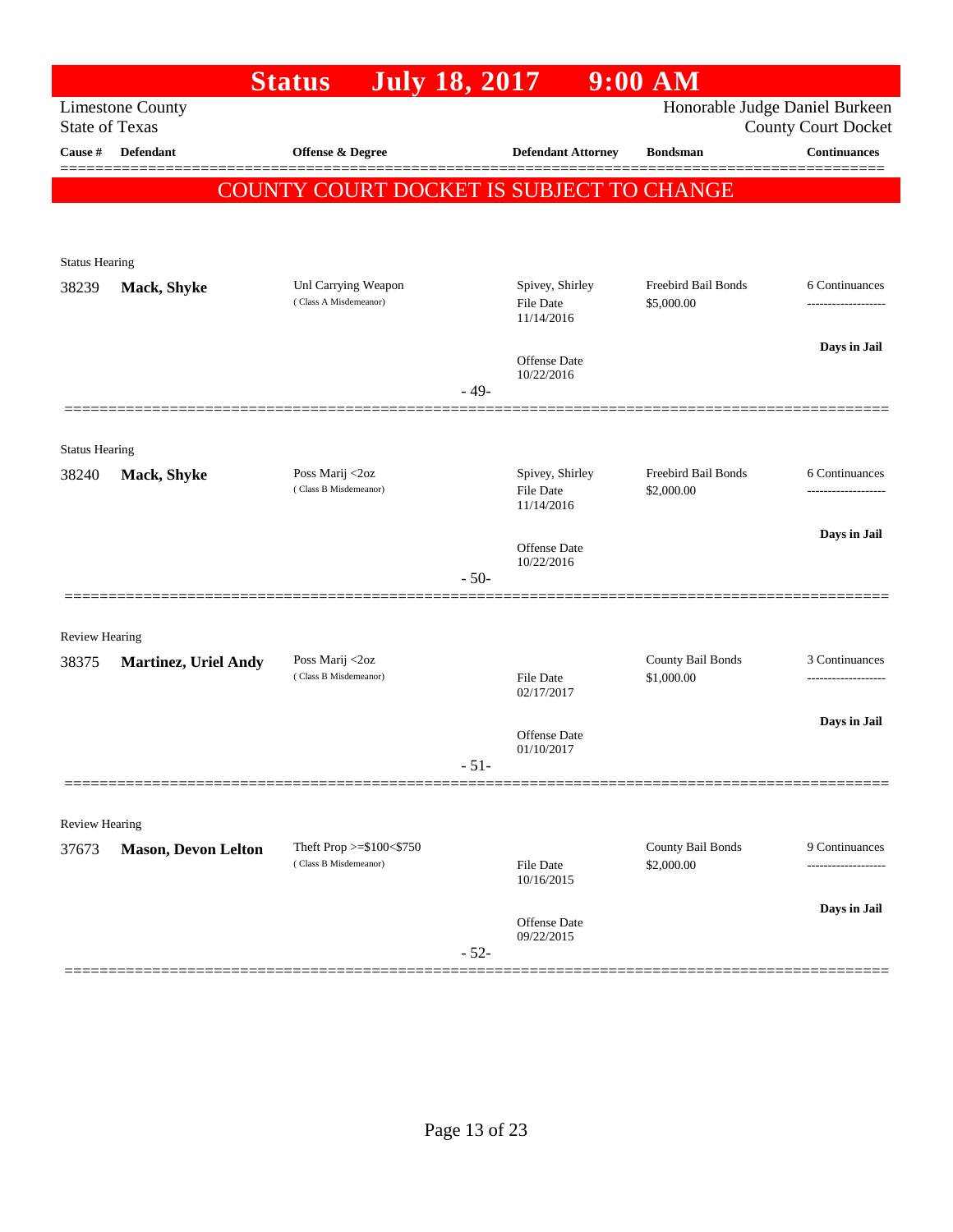# Status July 18, 2017 9:00 AM

Limestone County
State of Texas

Honorable Judge Daniel Burkeen
County Court Docket

| Cause # | Defendant | Offense & Degree | Defendant Attorney | Bondsman | Continuances |
|---|---|---|---|---|---|

**COUNTY COURT DOCKET IS SUBJECT TO CHANGE**

Status Hearing

| Cause # | Defendant | Offense & Degree | Defendant Attorney | Bondsman | Continuances |
|---|---|---|---|---|---|
| 38239 | **Mack, Shyke** | Unl Carrying Weapon (Class A Misdemeanor) | Spivey, Shirley<br>File Date 11/14/2016<br>Offense Date 10/22/2016 | Freebird Bail Bonds<br>$5,000.00 | 6 Continuances<br>Days in Jail |

- 49-

Status Hearing

| Cause # | Defendant | Offense & Degree | Defendant Attorney | Bondsman | Continuances |
|---|---|---|---|---|---|
| 38240 | **Mack, Shyke** | Poss Marij <2oz (Class B Misdemeanor) | Spivey, Shirley<br>File Date 11/14/2016<br>Offense Date 10/22/2016 | Freebird Bail Bonds<br>$2,000.00 | 6 Continuances<br>Days in Jail |

- 50-

Review Hearing

| Cause # | Defendant | Offense & Degree | Defendant Attorney | Bondsman | Continuances |
|---|---|---|---|---|---|
| 38375 | **Martinez, Uriel Andy** | Poss Marij <2oz (Class B Misdemeanor) | File Date 02/17/2017<br>Offense Date 01/10/2017 | County Bail Bonds<br>$1,000.00 | 3 Continuances<br>Days in Jail |

- 51-

Review Hearing

| Cause # | Defendant | Offense & Degree | Defendant Attorney | Bondsman | Continuances |
|---|---|---|---|---|---|
| 37673 | **Mason, Devon Lelton** | Theft Prop >=$100<$750 (Class B Misdemeanor) | File Date 10/16/2015<br>Offense Date 09/22/2015 | County Bail Bonds<br>$2,000.00 | 9 Continuances<br>Days in Jail |

- 52-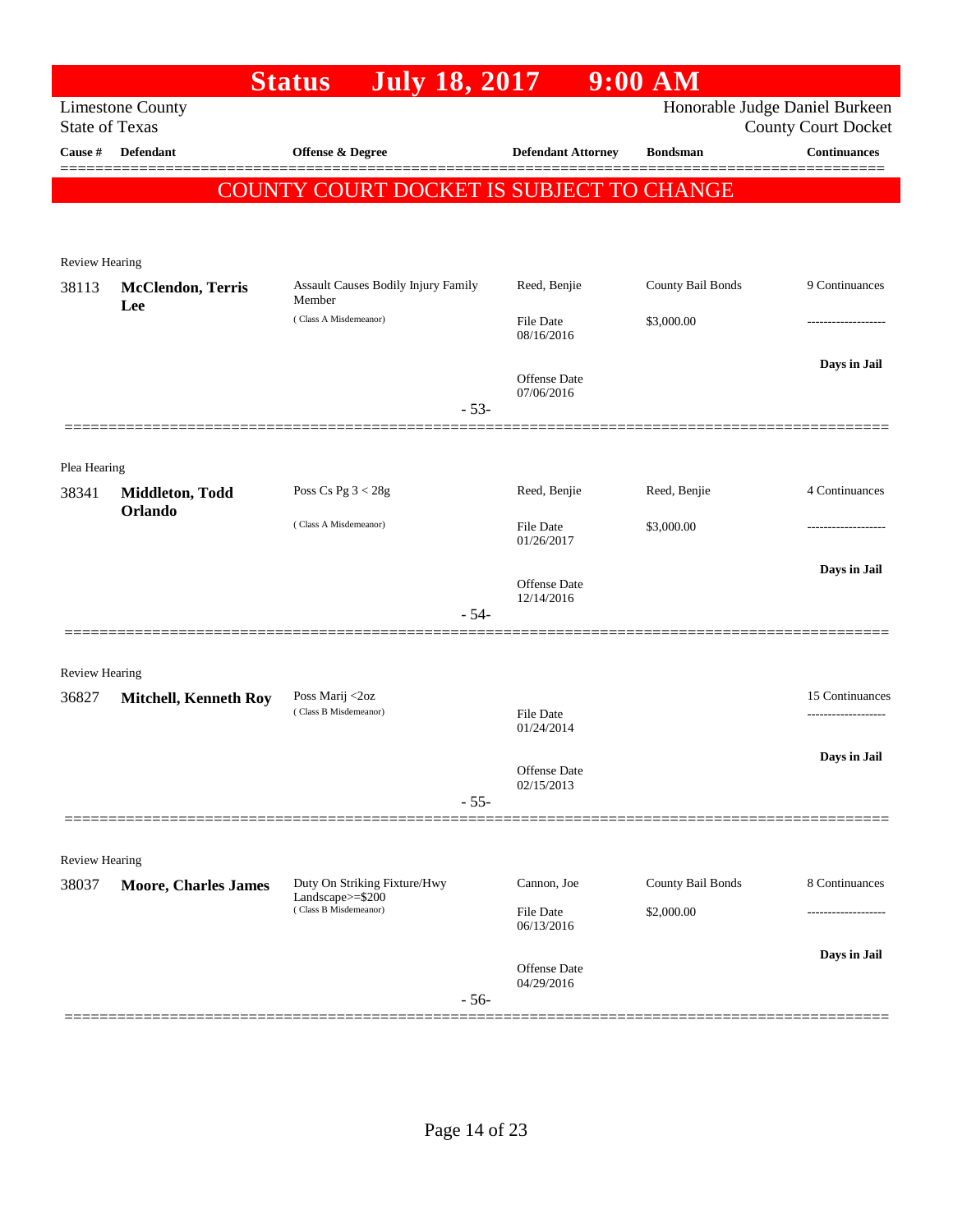# Status July 18, 2017 9:00 AM

Limestone County
State of Texas

Honorable Judge Daniel Burkeen
County Court Docket

| Cause # | Defendant | Offense & Degree | Defendant Attorney | Bondsman | Continuances |
|---|---|---|---|---|---|

**COUNTY COURT DOCKET IS SUBJECT TO CHANGE**

Review Hearing

| Cause # | Defendant | Offense & Degree | Defendant Attorney | Bondsman | Continuances |
|---|---|---|---|---|---|
| 38113 | **McClendon, Terris Lee** | Assault Causes Bodily Injury Family Member (Class A Misdemeanor) | Reed, Benjie | County Bail Bonds | 9 Continuances |
| | | | File Date 08/16/2016 | $3,000.00 | ------------------- |
| | | | Offense Date 07/06/2016 | | **Days in Jail** |

- 53-

Plea Hearing

| Cause # | Defendant | Offense & Degree | Defendant Attorney | Bondsman | Continuances |
|---|---|---|---|---|---|
| 38341 | **Middleton, Todd Orlando** | Poss Cs Pg 3 < 28g (Class A Misdemeanor) | Reed, Benjie | Reed, Benjie | 4 Continuances |
| | | | File Date 01/26/2017 | $3,000.00 | ------------------- |
| | | | Offense Date 12/14/2016 | | **Days in Jail** |

- 54-

Review Hearing

| Cause # | Defendant | Offense & Degree | Defendant Attorney | Bondsman | Continuances |
|---|---|---|---|---|---|
| 36827 | **Mitchell, Kenneth Roy** | Poss Marij <2oz (Class B Misdemeanor) | | | 15 Continuances |
| | | | File Date 01/24/2014 | | ------------------- |
| | | | Offense Date 02/15/2013 | | **Days in Jail** |

- 55-

Review Hearing

| Cause # | Defendant | Offense & Degree | Defendant Attorney | Bondsman | Continuances |
|---|---|---|---|---|---|
| 38037 | **Moore, Charles James** | Duty On Striking Fixture/Hwy Landscape>=$200 (Class B Misdemeanor) | Cannon, Joe | County Bail Bonds | 8 Continuances |
| | | | File Date 06/13/2016 | $2,000.00 | ------------------- |
| | | | Offense Date 04/29/2016 | | **Days in Jail** |

- 56-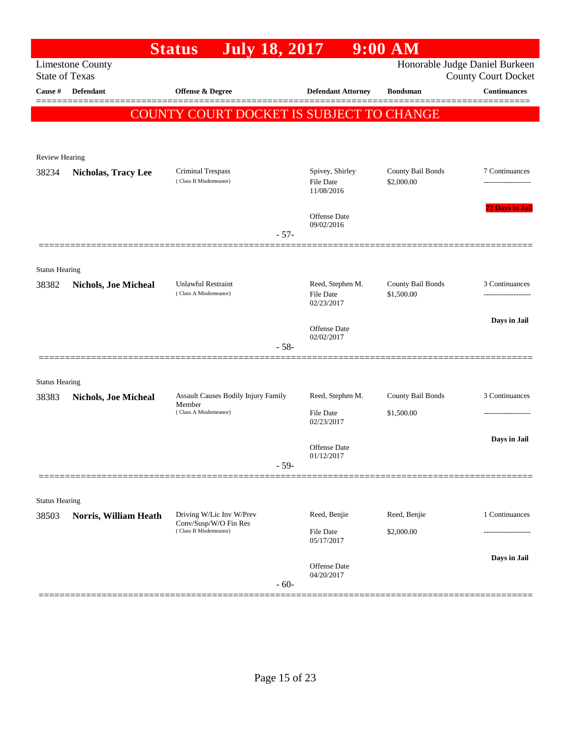# Status July 18, 2017 9:00 AM

Limestone County
State of Texas

Honorable Judge Daniel Burkeen
County Court Docket

| Cause # | Defendant | Offense & Degree | Defendant Attorney | Bondsman | Continuances |
|---|---|---|---|---|---|

**COUNTY COURT DOCKET IS SUBJECT TO CHANGE**

---

Review Hearing

| Cause # | Defendant | Offense & Degree | Defendant Attorney | Bondsman | Continuances |
|---|---|---|---|---|---|
| 38234 | **Nicholas, Tracy Lee** | Criminal Trespass (Class B Misdemeanor) | Spivey, Shirley<br>File Date 11/08/2016<br>Offense Date 09/02/2016 | County Bail Bonds<br>$2,000.00 | 7 Continuances<br>72 Days in Jail |

- 57-

---

Status Hearing

| Cause # | Defendant | Offense & Degree | Defendant Attorney | Bondsman | Continuances |
|---|---|---|---|---|---|
| 38382 | **Nichols, Joe Micheal** | Unlawful Restraint (Class A Misdemeanor) | Reed, Stephen M.<br>File Date 02/23/2017<br>Offense Date 02/02/2017 | County Bail Bonds<br>$1,500.00 | 3 Continuances<br>Days in Jail |

- 58-

---

Status Hearing

| Cause # | Defendant | Offense & Degree | Defendant Attorney | Bondsman | Continuances |
|---|---|---|---|---|---|
| 38383 | **Nichols, Joe Micheal** | Assault Causes Bodily Injury Family Member (Class A Misdemeanor) | Reed, Stephen M.<br>File Date 02/23/2017<br>Offense Date 01/12/2017 | County Bail Bonds<br>$1,500.00 | 3 Continuances<br>Days in Jail |

- 59-

---

Status Hearing

| Cause # | Defendant | Offense & Degree | Defendant Attorney | Bondsman | Continuances |
|---|---|---|---|---|---|
| 38503 | **Norris, William Heath** | Driving W/Lic Inv W/Prev Conv/Susp/W/O Fin Res (Class B Misdemeanor) | Reed, Benjie<br>File Date 05/17/2017<br>Offense Date 04/20/2017 | Reed, Benjie<br>$2,000.00 | 1 Continuances<br>Days in Jail |

- 60-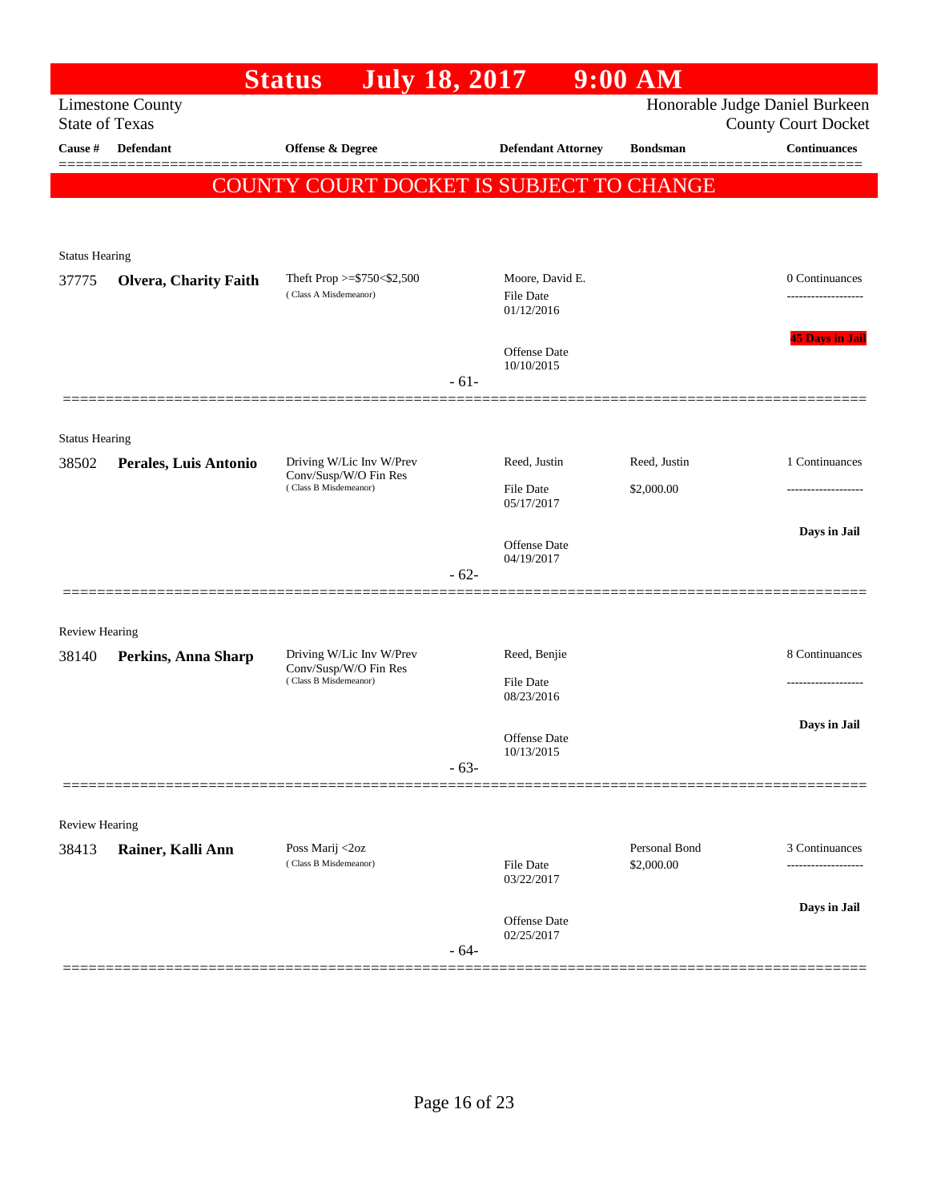# Status July 18, 2017 9:00 AM

Limestone County
State of Texas

Honorable Judge Daniel Burkeen
County Court Docket

| Cause # | Defendant | Offense & Degree | Defendant Attorney | Bondsman | Continuances |
|---|---|---|---|---|---|

**COUNTY COURT DOCKET IS SUBJECT TO CHANGE**

---

Status Hearing

| Cause # | Defendant | Offense & Degree | Defendant Attorney | Bondsman | Continuances |
|---|---|---|---|---|---|
| 37775 | **Olvera, Charity Faith** | Theft Prop >=$750<$2,500 (Class A Misdemeanor) | Moore, David E.<br>File Date 01/12/2016<br>Offense Date 10/10/2015 | | 0 Continuances<br>45 Days in Jail |

- 61-

---

Status Hearing

| Cause # | Defendant | Offense & Degree | Defendant Attorney | Bondsman | Continuances |
|---|---|---|---|---|---|
| 38502 | **Perales, Luis Antonio** | Driving W/Lic Inv W/Prev Conv/Susp/W/O Fin Res (Class B Misdemeanor) | Reed, Justin<br>File Date 05/17/2017<br>Offense Date 04/19/2017 | Reed, Justin<br>$2,000.00 | 1 Continuances<br>Days in Jail |

- 62-

---

Review Hearing

| Cause # | Defendant | Offense & Degree | Defendant Attorney | Bondsman | Continuances |
|---|---|---|---|---|---|
| 38140 | **Perkins, Anna Sharp** | Driving W/Lic Inv W/Prev Conv/Susp/W/O Fin Res (Class B Misdemeanor) | Reed, Benjie<br>File Date 08/23/2016<br>Offense Date 10/13/2015 | | 8 Continuances<br>Days in Jail |

- 63-

---

Review Hearing

| Cause # | Defendant | Offense & Degree | Defendant Attorney | Bondsman | Continuances |
|---|---|---|---|---|---|
| 38413 | **Rainer, Kalli Ann** | Poss Marij <2oz (Class B Misdemeanor) | File Date 03/22/2017<br>Offense Date 02/25/2017 | Personal Bond<br>$2,000.00 | 3 Continuances<br>Days in Jail |

- 64-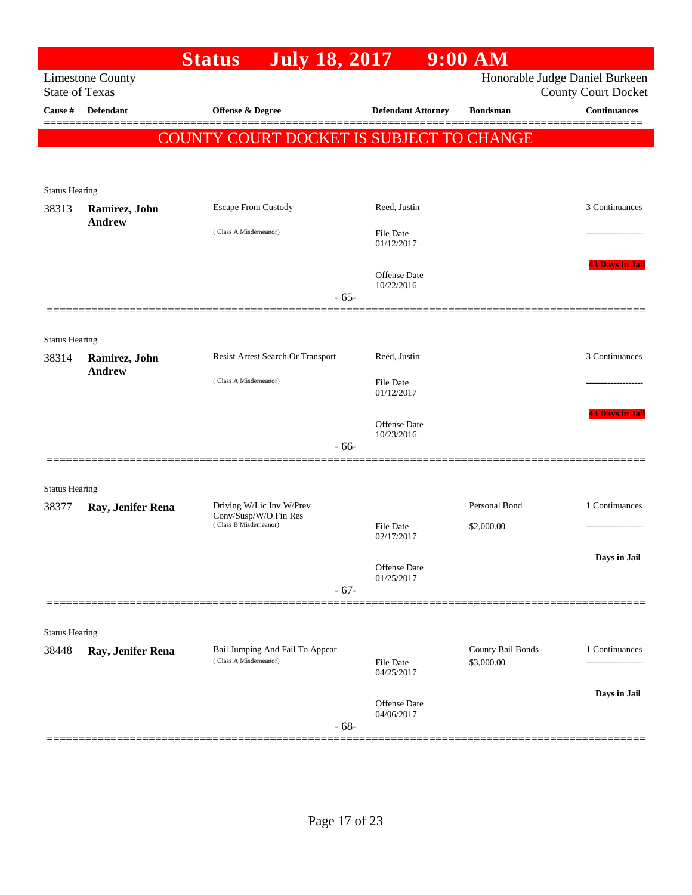# Status July 18, 2017 9:00 AM

Limestone County
State of Texas

Honorable Judge Daniel Burkeen
County Court Docket

| Cause # | Defendant | Offense & Degree | Defendant Attorney | Bondsman | Continuances |
|---|---|---|---|---|---|

**COUNTY COURT DOCKET IS SUBJECT TO CHANGE**

---

Status Hearing

| Cause # | Defendant | Offense & Degree | Defendant Attorney | Bondsman | Continuances |
|---|---|---|---|---|---|
| 38313 | **Ramirez, John Andrew** | Escape From Custody (Class A Misdemeanor) | Reed, Justin<br>File Date 01/12/2017<br>Offense Date 10/22/2016 | | 3 Continuances<br>-------------------<br>43 Days in Jail |

- 65-

---

Status Hearing

| Cause # | Defendant | Offense & Degree | Defendant Attorney | Bondsman | Continuances |
|---|---|---|---|---|---|
| 38314 | **Ramirez, John Andrew** | Resist Arrest Search Or Transport (Class A Misdemeanor) | Reed, Justin<br>File Date 01/12/2017<br>Offense Date 10/23/2016 | | 3 Continuances<br>-------------------<br>43 Days in Jail |

- 66-

---

Status Hearing

| Cause # | Defendant | Offense & Degree | Defendant Attorney | Bondsman | Continuances |
|---|---|---|---|---|---|
| 38377 | **Ray, Jenifer Rena** | Driving W/Lic Inv W/Prev Conv/Susp/W/O Fin Res (Class B Misdemeanor) | File Date 02/17/2017<br>Offense Date 01/25/2017 | Personal Bond<br>$2,000.00 | 1 Continuances<br>-------------------<br>Days in Jail |

- 67-

---

Status Hearing

| Cause # | Defendant | Offense & Degree | Defendant Attorney | Bondsman | Continuances |
|---|---|---|---|---|---|
| 38448 | **Ray, Jenifer Rena** | Bail Jumping And Fail To Appear (Class A Misdemeanor) | File Date 04/25/2017<br>Offense Date 04/06/2017 | County Bail Bonds<br>$3,000.00 | 1 Continuances<br>-------------------<br>Days in Jail |

- 68-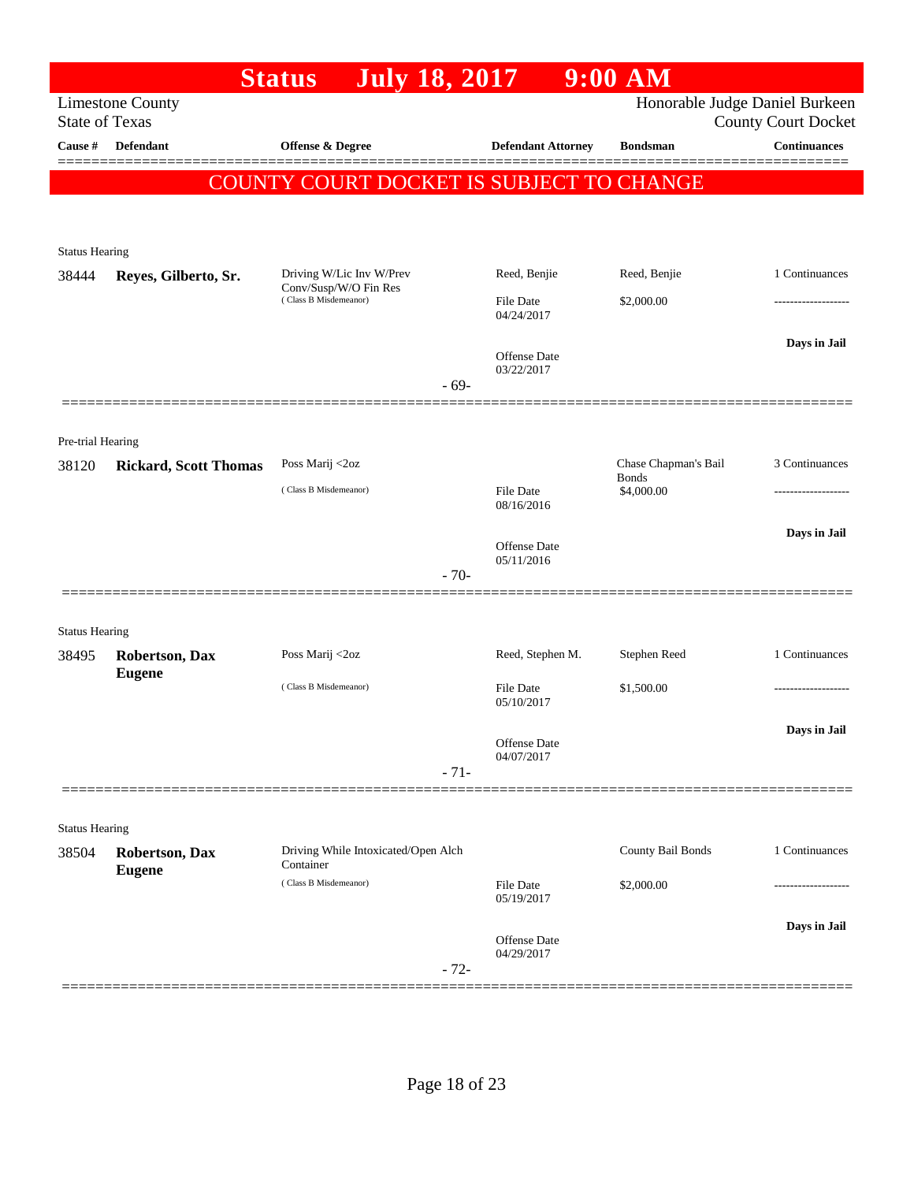# Status July 18, 2017 9:00 AM

Limestone County
State of Texas

Honorable Judge Daniel Burkeen
County Court Docket

| Cause # | Defendant | Offense & Degree | Defendant Attorney | Bondsman | Continuances |
|---|---|---|---|---|---|

**COUNTY COURT DOCKET IS SUBJECT TO CHANGE**

Status Hearing

| Cause # | Defendant | Offense & Degree | Defendant Attorney | Bondsman | Continuances |
|---|---|---|---|---|---|
| 38444 | **Reyes, Gilberto, Sr.** | Driving W/Lic Inv W/Prev Conv/Susp/W/O Fin Res (Class B Misdemeanor) | Reed, Benjie | Reed, Benjie | 1 Continuances |
| | | | File Date 04/24/2017 | $2,000.00 | ------------------- |
| | | | Offense Date 03/22/2017 | | **Days in Jail** |

- 69-

Pre-trial Hearing

| Cause # | Defendant | Offense & Degree | Defendant Attorney | Bondsman | Continuances |
|---|---|---|---|---|---|
| 38120 | **Rickard, Scott Thomas** | Poss Marij <2oz (Class B Misdemeanor) | | Chase Chapman's Bail Bonds | 3 Continuances |
| | | | File Date 08/16/2016 | $4,000.00 | ------------------- |
| | | | Offense Date 05/11/2016 | | **Days in Jail** |

- 70-

Status Hearing

| Cause # | Defendant | Offense & Degree | Defendant Attorney | Bondsman | Continuances |
|---|---|---|---|---|---|
| 38495 | **Robertson, Dax Eugene** | Poss Marij <2oz (Class B Misdemeanor) | Reed, Stephen M. | Stephen Reed | 1 Continuances |
| | | | File Date 05/10/2017 | $1,500.00 | ------------------- |
| | | | Offense Date 04/07/2017 | | **Days in Jail** |

- 71-

Status Hearing

| Cause # | Defendant | Offense & Degree | Defendant Attorney | Bondsman | Continuances |
|---|---|---|---|---|---|
| 38504 | **Robertson, Dax Eugene** | Driving While Intoxicated/Open Alch Container (Class B Misdemeanor) | | County Bail Bonds | 1 Continuances |
| | | | File Date 05/19/2017 | $2,000.00 | ------------------- |
| | | | Offense Date 04/29/2017 | | **Days in Jail** |

- 72-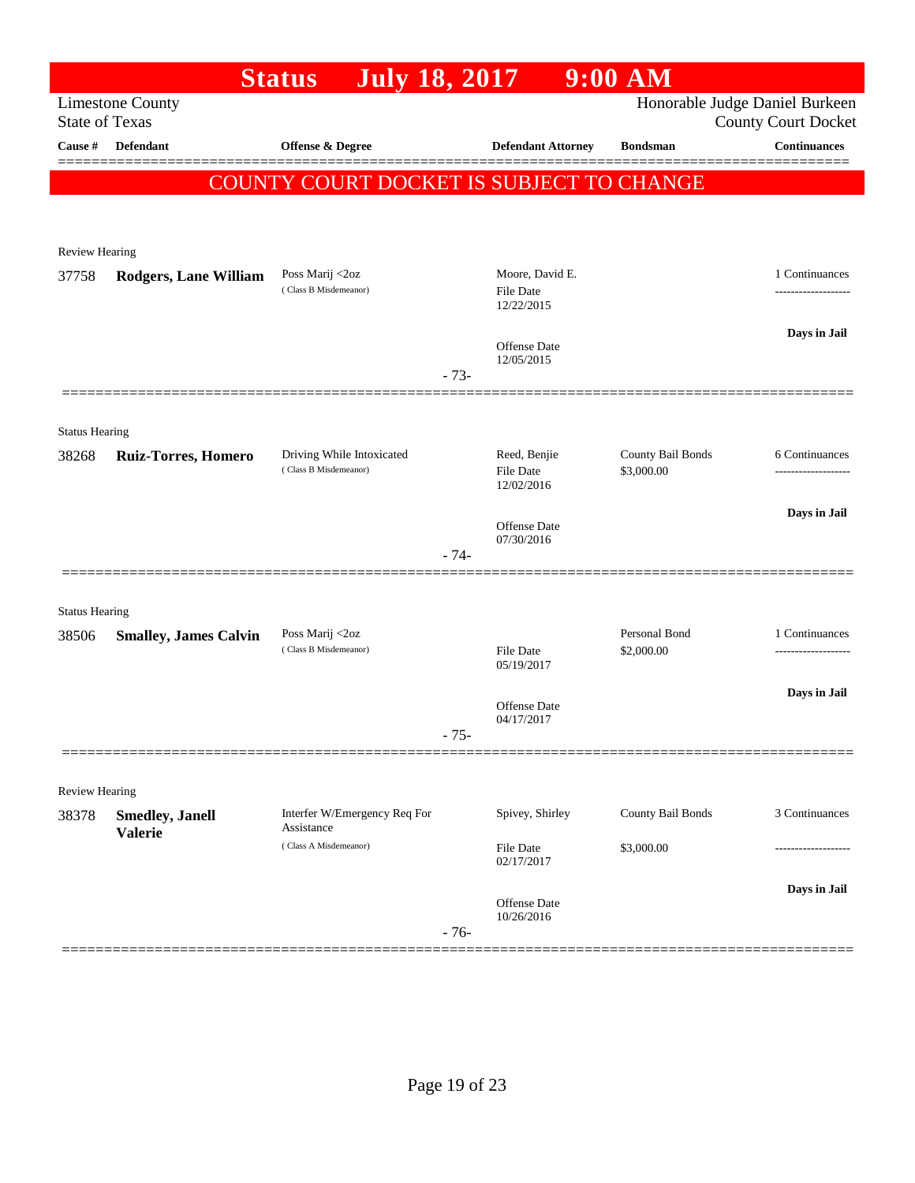# Status July 18, 2017 9:00 AM

Limestone County
State of Texas

Honorable Judge Daniel Burkeen
County Court Docket

| Cause # | Defendant | Offense & Degree | Defendant Attorney | Bondsman | Continuances |
|---|---|---|---|---|---|

## COUNTY COURT DOCKET IS SUBJECT TO CHANGE

Review Hearing

| Cause # | Defendant | Offense & Degree | Defendant Attorney | Bondsman | Continuances |
|---|---|---|---|---|---|
| 37758 | **Rodgers, Lane William** | Poss Marij <2oz (Class B Misdemeanor) | Moore, David E. File Date 12/22/2015 Offense Date 12/05/2015 | | 1 Continuances ------------------- **Days in Jail** |

- 73-

Status Hearing

| Cause # | Defendant | Offense & Degree | Defendant Attorney | Bondsman | Continuances |
|---|---|---|---|---|---|
| 38268 | **Ruiz-Torres, Homero** | Driving While Intoxicated (Class B Misdemeanor) | Reed, Benjie File Date 12/02/2016 Offense Date 07/30/2016 | County Bail Bonds $3,000.00 | 6 Continuances ------------------- **Days in Jail** |

- 74-

Status Hearing

| Cause # | Defendant | Offense & Degree | Defendant Attorney | Bondsman | Continuances |
|---|---|---|---|---|---|
| 38506 | **Smalley, James Calvin** | Poss Marij <2oz (Class B Misdemeanor) | File Date 05/19/2017 Offense Date 04/17/2017 | Personal Bond $2,000.00 | 1 Continuances ------------------- **Days in Jail** |

- 75-

Review Hearing

| Cause # | Defendant | Offense & Degree | Defendant Attorney | Bondsman | Continuances |
|---|---|---|---|---|---|
| 38378 | **Smedley, Janell Valerie** | Interfer W/Emergency Req For Assistance (Class A Misdemeanor) | Spivey, Shirley File Date 02/17/2017 Offense Date 10/26/2016 | County Bail Bonds $3,000.00 | 3 Continuances ------------------- **Days in Jail** |

- 76-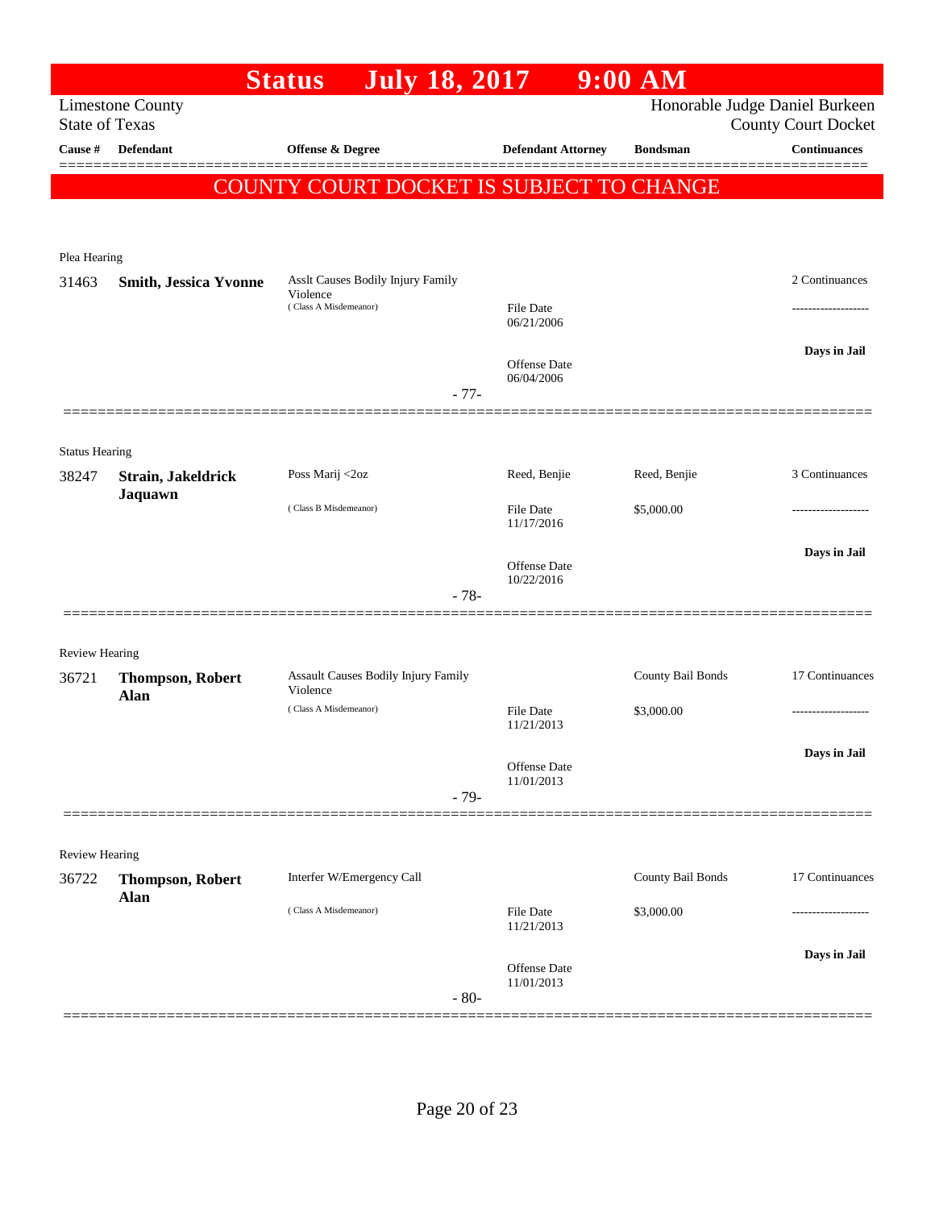# Status July 18, 2017 9:00 AM

Limestone County
State of Texas

Honorable Judge Daniel Burkeen
County Court Docket

| Cause # | Defendant | Offense & Degree | Defendant Attorney | Bondsman | Continuances |
|---|---|---|---|---|---|

## COUNTY COURT DOCKET IS SUBJECT TO CHANGE

Plea Hearing

| Cause # | Defendant | Offense & Degree | Defendant Attorney | Bondsman | Continuances |
|---|---|---|---|---|---|
| 31463 | **Smith, Jessica Yvonne** | Asslt Causes Bodily Injury Family Violence (Class A Misdemeanor) | File Date 06/21/2006<br>Offense Date 06/04/2006 | | 2 Continuances<br>-------------------<br>**Days in Jail** |

- 77-

Status Hearing

| Cause # | Defendant | Offense & Degree | Defendant Attorney | Bondsman | Continuances |
|---|---|---|---|---|---|
| 38247 | **Strain, Jakeldrick Jaquawn** | Poss Marij <2oz (Class B Misdemeanor) | Reed, Benjie<br>File Date 11/17/2016<br>Offense Date 10/22/2016 | Reed, Benjie<br>$5,000.00 | 3 Continuances<br>-------------------<br>**Days in Jail** |

- 78-

Review Hearing

| Cause # | Defendant | Offense & Degree | Defendant Attorney | Bondsman | Continuances |
|---|---|---|---|---|---|
| 36721 | **Thompson, Robert Alan** | Assault Causes Bodily Injury Family Violence (Class A Misdemeanor) | File Date 11/21/2013<br>Offense Date 11/01/2013 | County Bail Bonds<br>$3,000.00 | 17 Continuances<br>-------------------<br>**Days in Jail** |

- 79-

Review Hearing

| Cause # | Defendant | Offense & Degree | Defendant Attorney | Bondsman | Continuances |
|---|---|---|---|---|---|
| 36722 | **Thompson, Robert Alan** | Interfer W/Emergency Call (Class A Misdemeanor) | File Date 11/21/2013<br>Offense Date 11/01/2013 | County Bail Bonds<br>$3,000.00 | 17 Continuances<br>-------------------<br>**Days in Jail** |

- 80-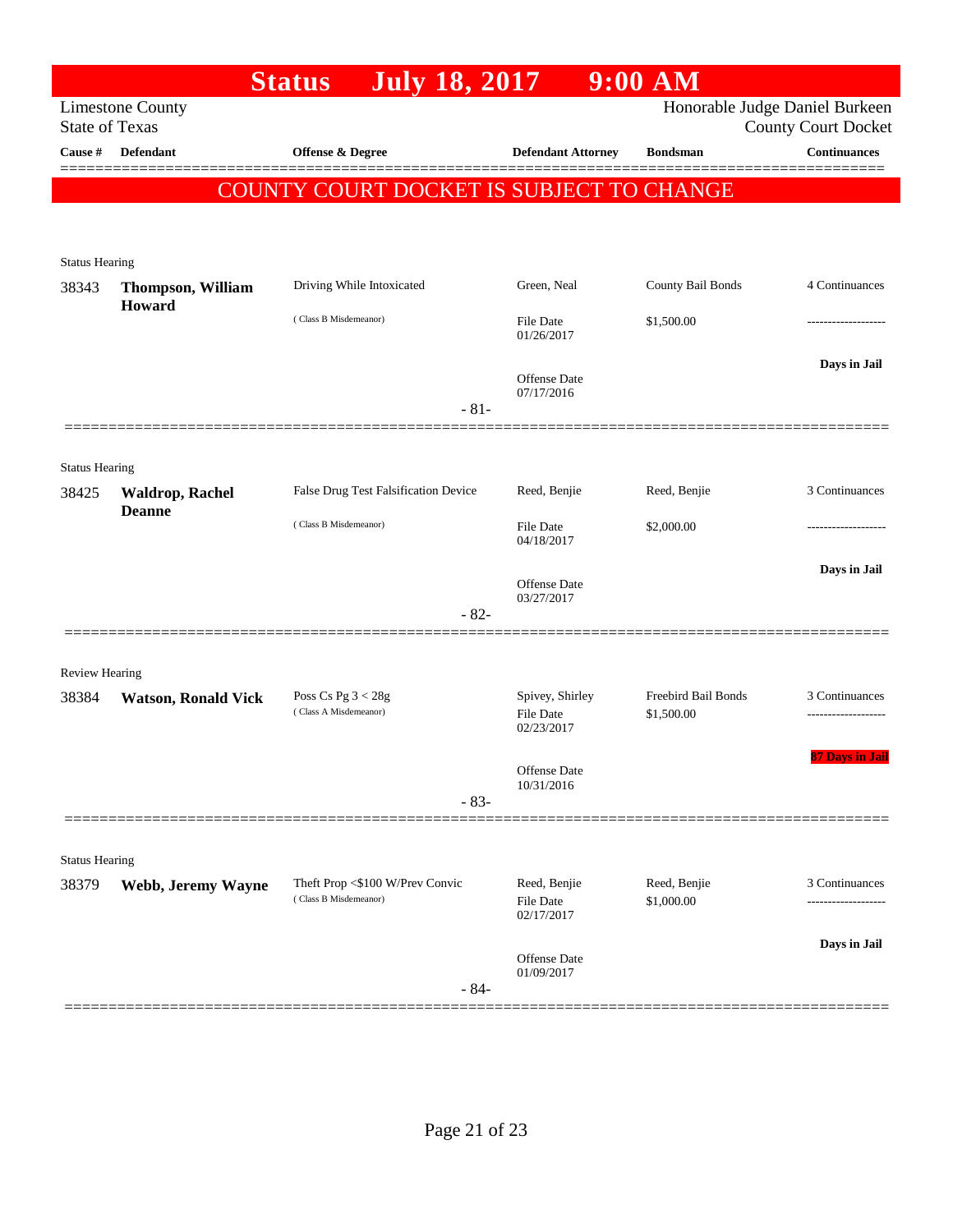# Status July 18, 2017 9:00 AM

Limestone County
State of Texas

Honorable Judge Daniel Burkeen
County Court Docket

| Cause # | Defendant | Offense & Degree | Defendant Attorney | Bondsman | Continuances |
|---|---|---|---|---|---|

**COUNTY COURT DOCKET IS SUBJECT TO CHANGE**

Status Hearing

| Cause # | Defendant | Offense & Degree | Defendant Attorney | Bondsman | Continuances |
|---|---|---|---|---|---|
| 38343 | **Thompson, William Howard** | Driving While Intoxicated (Class B Misdemeanor) | Green, Neal<br>File Date 01/26/2017<br>Offense Date 07/17/2016 | County Bail Bonds<br>$1,500.00 | 4 Continuances<br>-------------------<br>**Days in Jail** |

- 81-

Status Hearing

| Cause # | Defendant | Offense & Degree | Defendant Attorney | Bondsman | Continuances |
|---|---|---|---|---|---|
| 38425 | **Waldrop, Rachel Deanne** | False Drug Test Falsification Device (Class B Misdemeanor) | Reed, Benjie<br>File Date 04/18/2017<br>Offense Date 03/27/2017 | Reed, Benjie<br>$2,000.00 | 3 Continuances<br>-------------------<br>**Days in Jail** |

- 82-

Review Hearing

| Cause # | Defendant | Offense & Degree | Defendant Attorney | Bondsman | Continuances |
|---|---|---|---|---|---|
| 38384 | **Watson, Ronald Vick** | Poss Cs Pg 3 < 28g (Class A Misdemeanor) | Spivey, Shirley<br>File Date 02/23/2017<br>Offense Date 10/31/2016 | Freebird Bail Bonds<br>$1,500.00 | 3 Continuances<br>-------------------<br>**87 Days in Jail** |

- 83-

Status Hearing

| Cause # | Defendant | Offense & Degree | Defendant Attorney | Bondsman | Continuances |
|---|---|---|---|---|---|
| 38379 | **Webb, Jeremy Wayne** | Theft Prop <$100 W/Prev Convic (Class B Misdemeanor) | Reed, Benjie<br>File Date 02/17/2017<br>Offense Date 01/09/2017 | Reed, Benjie<br>$1,000.00 | 3 Continuances<br>-------------------<br>**Days in Jail** |

- 84-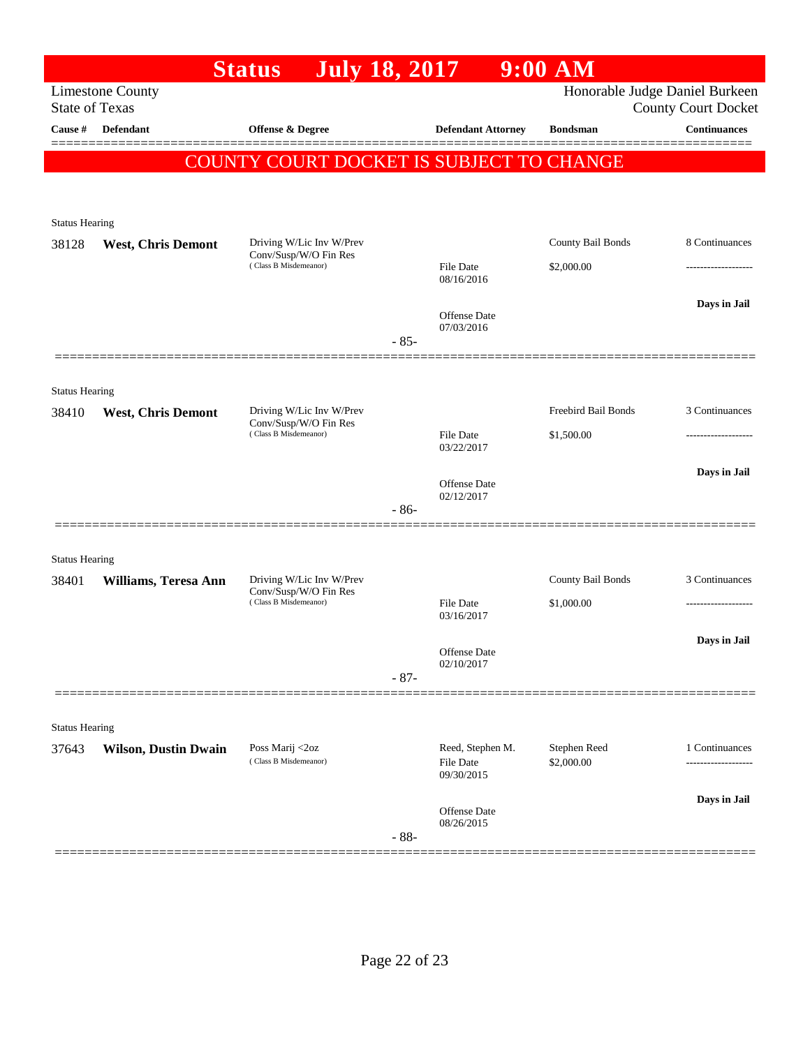# Status July 18, 2017 9:00 AM

Limestone County
State of Texas

Honorable Judge Daniel Burkeen
County Court Docket

| Cause # | Defendant | Offense & Degree | Defendant Attorney | Bondsman | Continuances |
|---|---|---|---|---|---|

**COUNTY COURT DOCKET IS SUBJECT TO CHANGE**

Status Hearing

| Cause # | Defendant | Offense & Degree | Defendant Attorney | Bondsman | Continuances |
|---|---|---|---|---|---|
| 38128 | **West, Chris Demont** | Driving W/Lic Inv W/Prev Conv/Susp/W/O Fin Res (Class B Misdemeanor) | File Date 08/16/2016<br>Offense Date 07/03/2016 | County Bail Bonds<br>$2,000.00 | 8 Continuances<br>-------------------<br>**Days in Jail** |

- 85-

Status Hearing

| Cause # | Defendant | Offense & Degree | Defendant Attorney | Bondsman | Continuances |
|---|---|---|---|---|---|
| 38410 | **West, Chris Demont** | Driving W/Lic Inv W/Prev Conv/Susp/W/O Fin Res (Class B Misdemeanor) | File Date 03/22/2017<br>Offense Date 02/12/2017 | Freebird Bail Bonds<br>$1,500.00 | 3 Continuances<br>-------------------<br>**Days in Jail** |

- 86-

Status Hearing

| Cause # | Defendant | Offense & Degree | Defendant Attorney | Bondsman | Continuances |
|---|---|---|---|---|---|
| 38401 | **Williams, Teresa Ann** | Driving W/Lic Inv W/Prev Conv/Susp/W/O Fin Res (Class B Misdemeanor) | File Date 03/16/2017<br>Offense Date 02/10/2017 | County Bail Bonds<br>$1,000.00 | 3 Continuances<br>-------------------<br>**Days in Jail** |

- 87-

Status Hearing

| Cause # | Defendant | Offense & Degree | Defendant Attorney | Bondsman | Continuances |
|---|---|---|---|---|---|
| 37643 | **Wilson, Dustin Dwain** | Poss Marij <2oz (Class B Misdemeanor) | Reed, Stephen M.<br>File Date 09/30/2015<br>Offense Date 08/26/2015 | Stephen Reed<br>$2,000.00 | 1 Continuances<br>-------------------<br>**Days in Jail** |

- 88-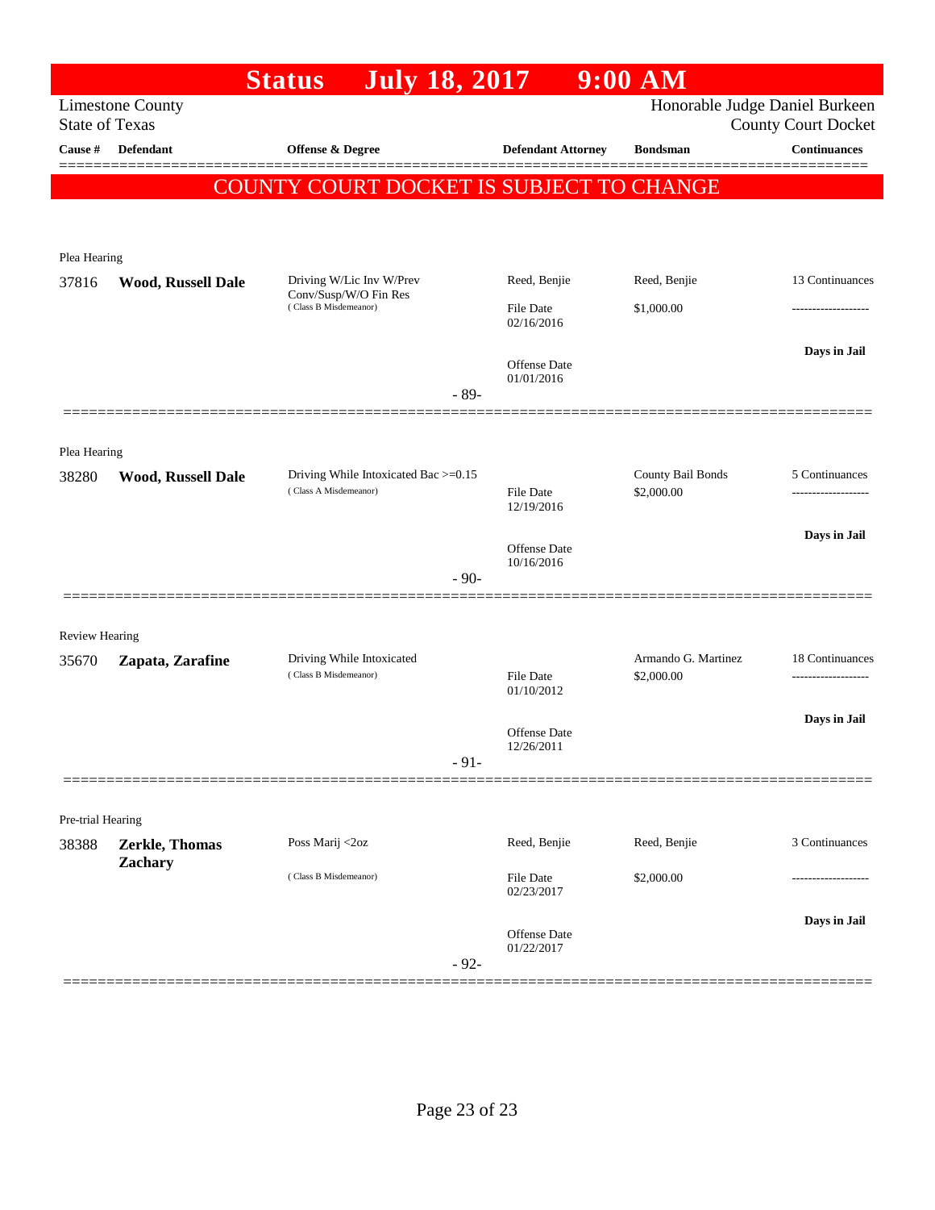# Status July 18, 2017 9:00 AM

Limestone County
State of Texas

Honorable Judge Daniel Burkeen
County Court Docket

| Cause # | Defendant | Offense & Degree | Defendant Attorney | Bondsman | Continuances |
|---|---|---|---|---|---|

**COUNTY COURT DOCKET IS SUBJECT TO CHANGE**

Plea Hearing

| Cause # | Defendant | Offense & Degree | Defendant Attorney | Bondsman | Continuances |
|---|---|---|---|---|---|
| 37816 | **Wood, Russell Dale** | Driving W/Lic Inv W/Prev Conv/Susp/W/O Fin Res (Class B Misdemeanor) | Reed, Benjie | Reed, Benjie | 13 Continuances |
| | | | File Date 02/16/2016 | $1,000.00 | ------------------- |
| | | | Offense Date 01/01/2016 | | Days in Jail |

- 89-

Plea Hearing

| Cause # | Defendant | Offense & Degree | Defendant Attorney | Bondsman | Continuances |
|---|---|---|---|---|---|
| 38280 | **Wood, Russell Dale** | Driving While Intoxicated Bac >=0.15 (Class A Misdemeanor) | | County Bail Bonds | 5 Continuances |
| | | | File Date 12/19/2016 | $2,000.00 | ------------------- |
| | | | Offense Date 10/16/2016 | | Days in Jail |

- 90-

Review Hearing

| Cause # | Defendant | Offense & Degree | Defendant Attorney | Bondsman | Continuances |
|---|---|---|---|---|---|
| 35670 | **Zapata, Zarafine** | Driving While Intoxicated (Class B Misdemeanor) | | Armando G. Martinez | 18 Continuances |
| | | | File Date 01/10/2012 | $2,000.00 | ------------------- |
| | | | Offense Date 12/26/2011 | | Days in Jail |

- 91-

Pre-trial Hearing

| Cause # | Defendant | Offense & Degree | Defendant Attorney | Bondsman | Continuances |
|---|---|---|---|---|---|
| 38388 | **Zerkle, Thomas Zachary** | Poss Marij <2oz (Class B Misdemeanor) | Reed, Benjie | Reed, Benjie | 3 Continuances |
| | | | File Date 02/23/2017 | $2,000.00 | ------------------- |
| | | | Offense Date 01/22/2017 | | Days in Jail |

- 92-